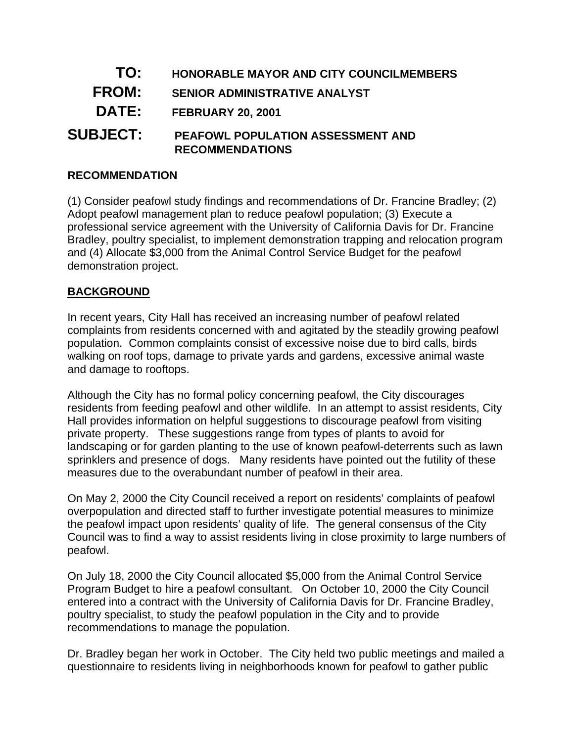**TO:** HONORABLE MAYOR AND CITY COUNCILMEMBERS

**FROM:** SENIOR ADMINISTRATIVE ANALYST

**DATE:** FEBRUARY 20, 2001

**SUBJECT:** PEAFOWL POPULATION ASSESSMENT AND RECOMMENDATIONS

**RECOMMENDATION**

(1) Consider peafowl study findings and recommendations of Dr. Francine Bradley; (2) Adopt peafowl management plan to reduce peafowl population; (3) Execute a professional service agreement with the University of California Davis for Dr. Francine Bradley, poultry specialist, to implement demonstration trapping and relocation program and (4) Allocate $3,000 from the Animal Control Service Budget for the peafowl demonstration project.

**BACKGROUND**

In recent years, City Hall has received an increasing number of peafowl related complaints from residents concerned with and agitated by the steadily growing peafowl population. Common complaints consist of excessive noise due to bird calls, birds walking on roof tops, damage to private yards and gardens, excessive animal waste and damage to rooftops.

Although the City has no formal policy concerning peafowl, the City discourages residents from feeding peafowl and other wildlife. In an attempt to assist residents, City Hall provides information on helpful suggestions to discourage peafowl from visiting private property. These suggestions range from types of plants to avoid for landscaping or for garden planting to the use of known peafowl-deterrents such as lawn sprinklers and presence of dogs. Many residents have pointed out the futility of these measures due to the overabundant number of peafowl in their area.

On May 2, 2000 the City Council received a report on residents' complaints of peafowl overpopulation and directed staff to further investigate potential measures to minimize the peafowl impact upon residents' quality of life. The general consensus of the City Council was to find a way to assist residents living in close proximity to large numbers of peafowl.

On July 18, 2000 the City Council allocated $5,000 from the Animal Control Service Program Budget to hire a peafowl consultant. On October 10, 2000 the City Council entered into a contract with the University of California Davis for Dr. Francine Bradley, poultry specialist, to study the peafowl population in the City and to provide recommendations to manage the population.

Dr. Bradley began her work in October. The City held two public meetings and mailed a questionnaire to residents living in neighborhoods known for peafowl to gather public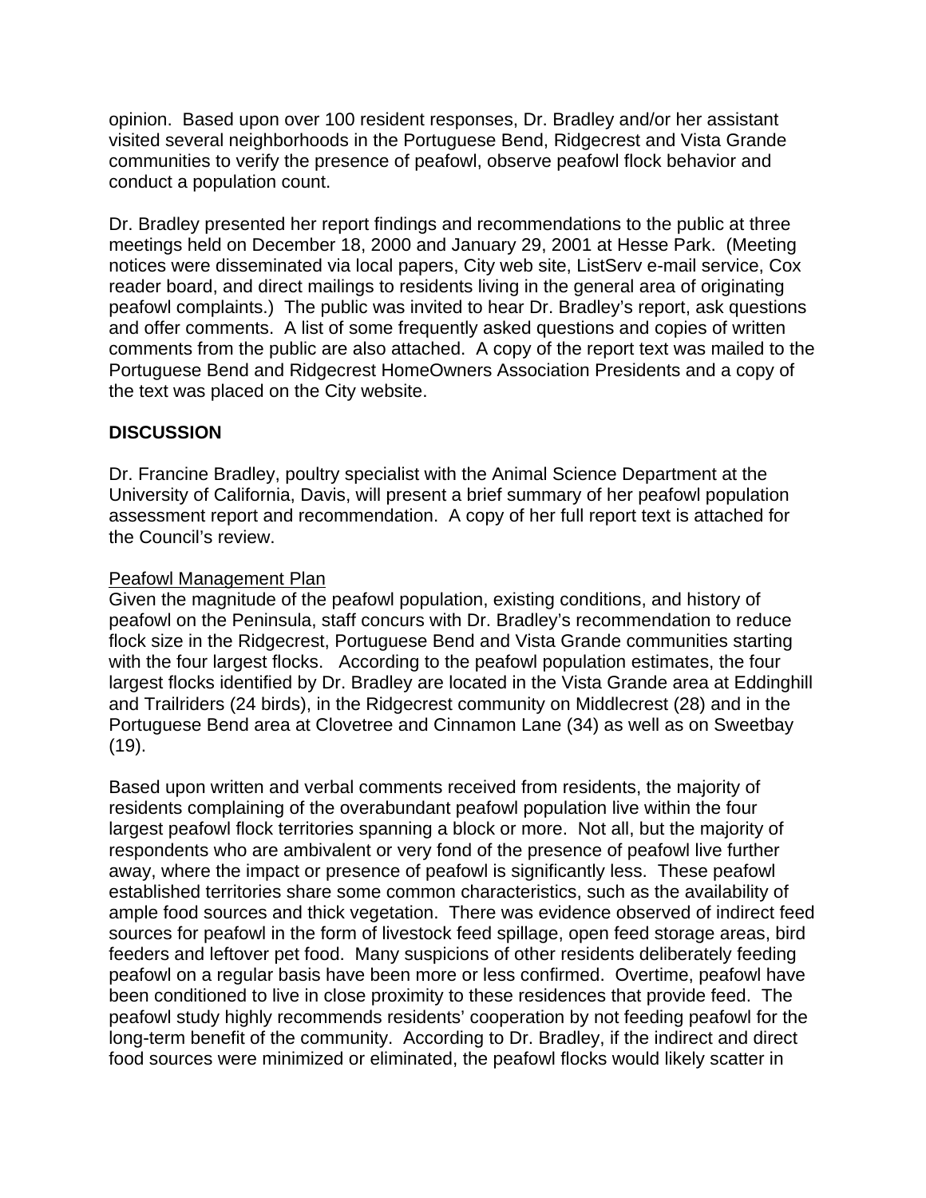opinion. Based upon over 100 resident responses, Dr. Bradley and/or her assistant visited several neighborhoods in the Portuguese Bend, Ridgecrest and Vista Grande communities to verify the presence of peafowl, observe peafowl flock behavior and conduct a population count.

Dr. Bradley presented her report findings and recommendations to the public at three meetings held on December 18, 2000 and January 29, 2001 at Hesse Park. (Meeting notices were disseminated via local papers, City web site, ListServ e-mail service, Cox reader board, and direct mailings to residents living in the general area of originating peafowl complaints.) The public was invited to hear Dr. Bradley's report, ask questions and offer comments. A list of some frequently asked questions and copies of written comments from the public are also attached. A copy of the report text was mailed to the Portuguese Bend and Ridgecrest HomeOwners Association Presidents and a copy of the text was placed on the City website.

## DISCUSSION

Dr. Francine Bradley, poultry specialist with the Animal Science Department at the University of California, Davis, will present a brief summary of her peafowl population assessment report and recommendation. A copy of her full report text is attached for the Council's review.

<u>Peafowl Management Plan</u>

Given the magnitude of the peafowl population, existing conditions, and history of peafowl on the Peninsula, staff concurs with Dr. Bradley's recommendation to reduce flock size in the Ridgecrest, Portuguese Bend and Vista Grande communities starting with the four largest flocks. According to the peafowl population estimates, the four largest flocks identified by Dr. Bradley are located in the Vista Grande area at Eddinghill and Trailriders (24 birds), in the Ridgecrest community on Middlecrest (28) and in the Portuguese Bend area at Clovetree and Cinnamon Lane (34) as well as on Sweetbay (19).

Based upon written and verbal comments received from residents, the majority of residents complaining of the overabundant peafowl population live within the four largest peafowl flock territories spanning a block or more. Not all, but the majority of respondents who are ambivalent or very fond of the presence of peafowl live further away, where the impact or presence of peafowl is significantly less. These peafowl established territories share some common characteristics, such as the availability of ample food sources and thick vegetation. There was evidence observed of indirect feed sources for peafowl in the form of livestock feed spillage, open feed storage areas, bird feeders and leftover pet food. Many suspicions of other residents deliberately feeding peafowl on a regular basis have been more or less confirmed. Overtime, peafowl have been conditioned to live in close proximity to these residences that provide feed. The peafowl study highly recommends residents' cooperation by not feeding peafowl for the long-term benefit of the community. According to Dr. Bradley, if the indirect and direct food sources were minimized or eliminated, the peafowl flocks would likely scatter in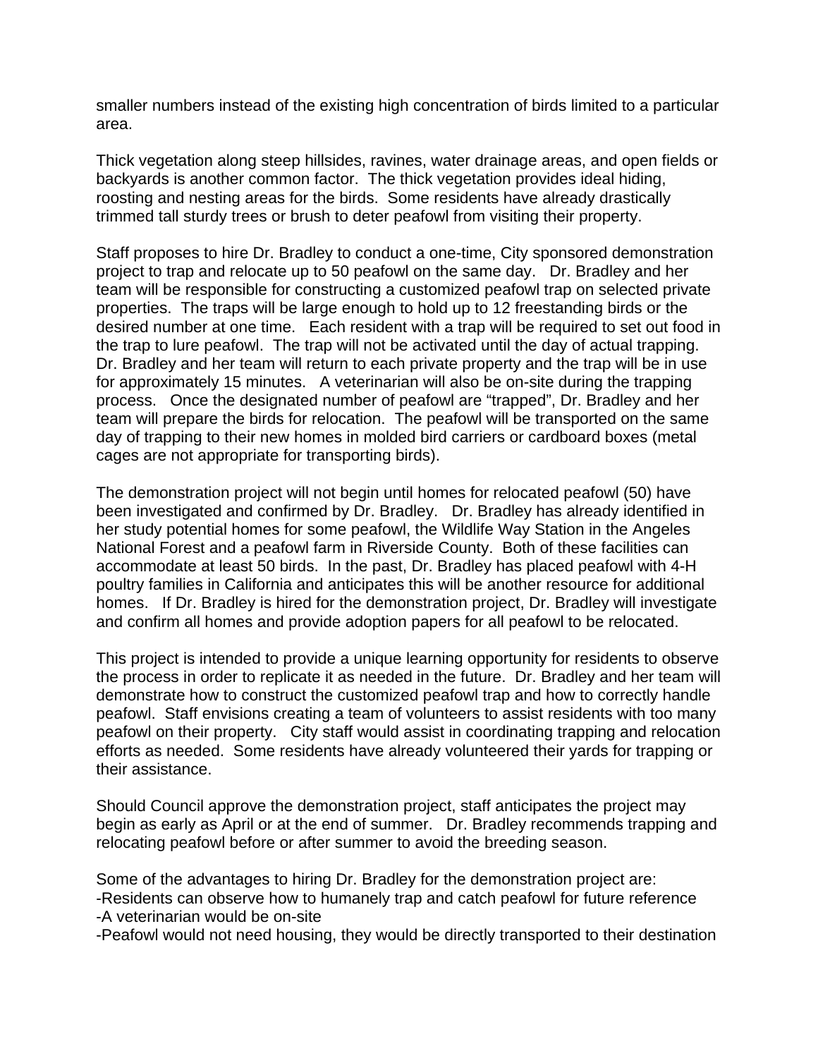smaller numbers instead of the existing high concentration of birds limited to a particular area.

Thick vegetation along steep hillsides, ravines, water drainage areas, and open fields or backyards is another common factor. The thick vegetation provides ideal hiding, roosting and nesting areas for the birds. Some residents have already drastically trimmed tall sturdy trees or brush to deter peafowl from visiting their property.

Staff proposes to hire Dr. Bradley to conduct a one-time, City sponsored demonstration project to trap and relocate up to 50 peafowl on the same day. Dr. Bradley and her team will be responsible for constructing a customized peafowl trap on selected private properties. The traps will be large enough to hold up to 12 freestanding birds or the desired number at one time. Each resident with a trap will be required to set out food in the trap to lure peafowl. The trap will not be activated until the day of actual trapping. Dr. Bradley and her team will return to each private property and the trap will be in use for approximately 15 minutes. A veterinarian will also be on-site during the trapping process. Once the designated number of peafowl are "trapped", Dr. Bradley and her team will prepare the birds for relocation. The peafowl will be transported on the same day of trapping to their new homes in molded bird carriers or cardboard boxes (metal cages are not appropriate for transporting birds).

The demonstration project will not begin until homes for relocated peafowl (50) have been investigated and confirmed by Dr. Bradley. Dr. Bradley has already identified in her study potential homes for some peafowl, the Wildlife Way Station in the Angeles National Forest and a peafowl farm in Riverside County. Both of these facilities can accommodate at least 50 birds. In the past, Dr. Bradley has placed peafowl with 4-H poultry families in California and anticipates this will be another resource for additional homes. If Dr. Bradley is hired for the demonstration project, Dr. Bradley will investigate and confirm all homes and provide adoption papers for all peafowl to be relocated.

This project is intended to provide a unique learning opportunity for residents to observe the process in order to replicate it as needed in the future. Dr. Bradley and her team will demonstrate how to construct the customized peafowl trap and how to correctly handle peafowl. Staff envisions creating a team of volunteers to assist residents with too many peafowl on their property. City staff would assist in coordinating trapping and relocation efforts as needed. Some residents have already volunteered their yards for trapping or their assistance.

Should Council approve the demonstration project, staff anticipates the project may begin as early as April or at the end of summer. Dr. Bradley recommends trapping and relocating peafowl before or after summer to avoid the breeding season.

Some of the advantages to hiring Dr. Bradley for the demonstration project are:
-Residents can observe how to humanely trap and catch peafowl for future reference
-A veterinarian would be on-site
-Peafowl would not need housing, they would be directly transported to their destination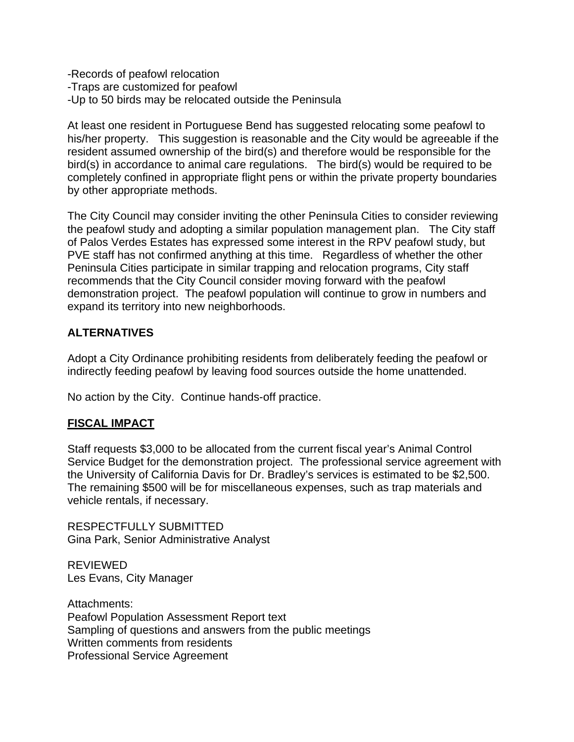-Records of peafowl relocation
-Traps are customized for peafowl
-Up to 50 birds may be relocated outside the Peninsula

At least one resident in Portuguese Bend has suggested relocating some peafowl to his/her property. This suggestion is reasonable and the City would be agreeable if the resident assumed ownership of the bird(s) and therefore would be responsible for the bird(s) in accordance to animal care regulations. The bird(s) would be required to be completely confined in appropriate flight pens or within the private property boundaries by other appropriate methods.

The City Council may consider inviting the other Peninsula Cities to consider reviewing the peafowl study and adopting a similar population management plan. The City staff of Palos Verdes Estates has expressed some interest in the RPV peafowl study, but PVE staff has not confirmed anything at this time. Regardless of whether the other Peninsula Cities participate in similar trapping and relocation programs, City staff recommends that the City Council consider moving forward with the peafowl demonstration project. The peafowl population will continue to grow in numbers and expand its territory into new neighborhoods.

**ALTERNATIVES**

Adopt a City Ordinance prohibiting residents from deliberately feeding the peafowl or indirectly feeding peafowl by leaving food sources outside the home unattended.

No action by the City. Continue hands-off practice.

**FISCAL IMPACT**

Staff requests $3,000 to be allocated from the current fiscal year's Animal Control Service Budget for the demonstration project. The professional service agreement with the University of California Davis for Dr. Bradley's services is estimated to be $2,500. The remaining $500 will be for miscellaneous expenses, such as trap materials and vehicle rentals, if necessary.

RESPECTFULLY SUBMITTED
Gina Park, Senior Administrative Analyst

REVIEWED
Les Evans, City Manager

Attachments:
Peafowl Population Assessment Report text
Sampling of questions and answers from the public meetings
Written comments from residents
Professional Service Agreement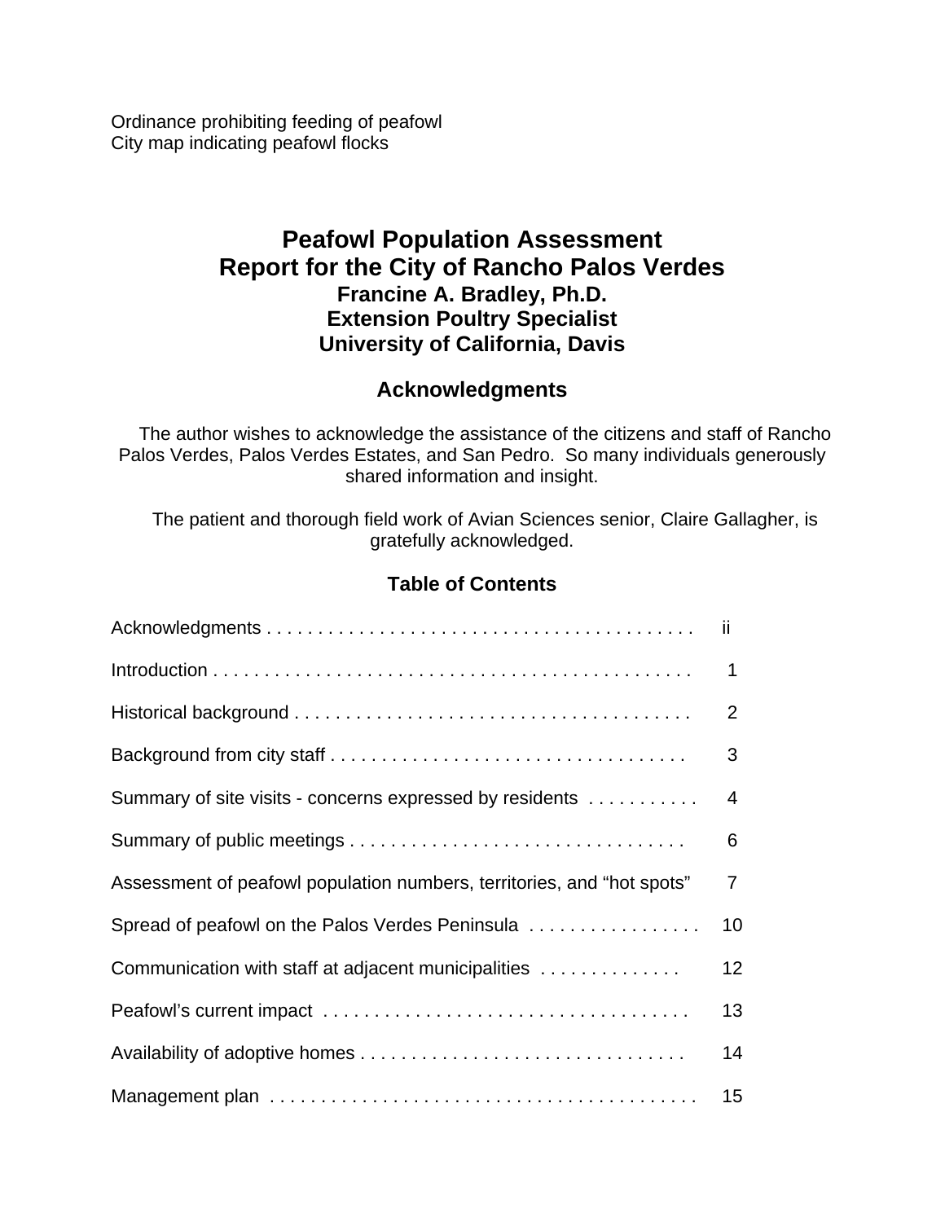Ordinance prohibiting feeding of peafowl
City map indicating peafowl flocks

# Peafowl Population Assessment
# Report for the City of Rancho Palos Verdes

### Francine A. Bradley, Ph.D.
### Extension Poultry Specialist
### University of California, Davis

## Acknowledgments

The author wishes to acknowledge the assistance of the citizens and staff of Rancho Palos Verdes, Palos Verdes Estates, and San Pedro. So many individuals generously shared information and insight.

The patient and thorough field work of Avian Sciences senior, Claire Gallagher, is gratefully acknowledged.

## Table of Contents

| Section | Page |
| --- | --- |
| Acknowledgments | ii |
| Introduction | 1 |
| Historical background | 2 |
| Background from city staff | 3 |
| Summary of site visits - concerns expressed by residents | 4 |
| Summary of public meetings | 6 |
| Assessment of peafowl population numbers, territories, and “hot spots” | 7 |
| Spread of peafowl on the Palos Verdes Peninsula | 10 |
| Communication with staff at adjacent municipalities | 12 |
| Peafowl’s current impact | 13 |
| Availability of adoptive homes | 14 |
| Management plan | 15 |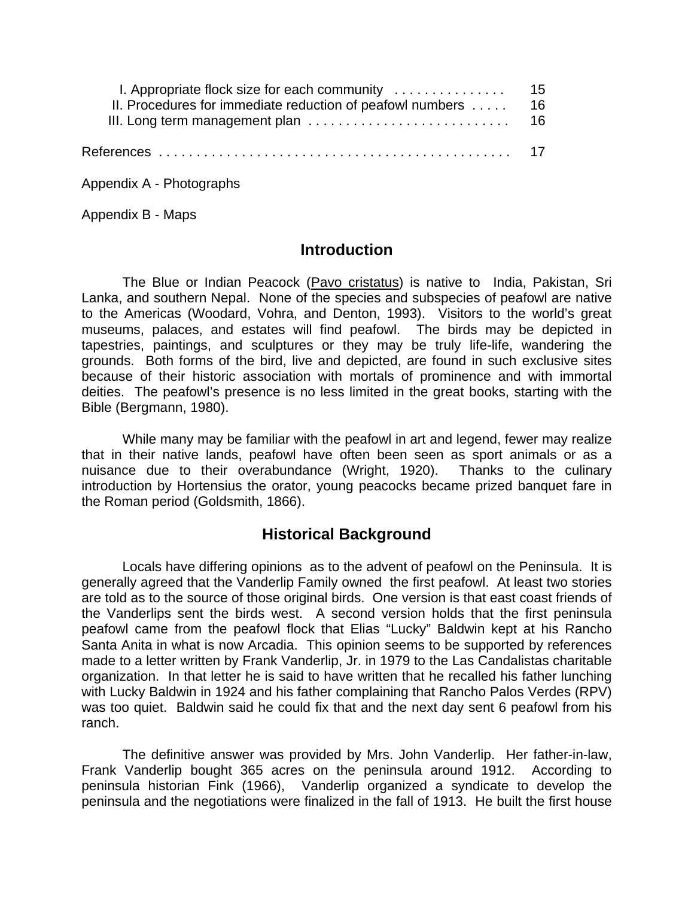I. Appropriate flock size for each community . . . . . . . . . . . . . . . 15
II. Procedures for immediate reduction of peafowl numbers . . . . . 16
III. Long term management plan . . . . . . . . . . . . . . . . . . . . . . . . . . . 16

References . . . . . . . . . . . . . . . . . . . . . . . . . . . . . . . . . . . . . . . . . . . . . 17

Appendix A - Photographs

Appendix B - Maps

## Introduction

The Blue or Indian Peacock (Pavo cristatus) is native to India, Pakistan, Sri Lanka, and southern Nepal. None of the species and subspecies of peafowl are native to the Americas (Woodard, Vohra, and Denton, 1993). Visitors to the world's great museums, palaces, and estates will find peafowl. The birds may be depicted in tapestries, paintings, and sculptures or they may be truly life-life, wandering the grounds. Both forms of the bird, live and depicted, are found in such exclusive sites because of their historic association with mortals of prominence and with immortal deities. The peafowl's presence is no less limited in the great books, starting with the Bible (Bergmann, 1980).

While many may be familiar with the peafowl in art and legend, fewer may realize that in their native lands, peafowl have often been seen as sport animals or as a nuisance due to their overabundance (Wright, 1920). Thanks to the culinary introduction by Hortensius the orator, young peacocks became prized banquet fare in the Roman period (Goldsmith, 1866).

## Historical Background

Locals have differing opinions as to the advent of peafowl on the Peninsula. It is generally agreed that the Vanderlip Family owned the first peafowl. At least two stories are told as to the source of those original birds. One version is that east coast friends of the Vanderlips sent the birds west. A second version holds that the first peninsula peafowl came from the peafowl flock that Elias "Lucky" Baldwin kept at his Rancho Santa Anita in what is now Arcadia. This opinion seems to be supported by references made to a letter written by Frank Vanderlip, Jr. in 1979 to the Las Candalistas charitable organization. In that letter he is said to have written that he recalled his father lunching with Lucky Baldwin in 1924 and his father complaining that Rancho Palos Verdes (RPV) was too quiet. Baldwin said he could fix that and the next day sent 6 peafowl from his ranch.

The definitive answer was provided by Mrs. John Vanderlip. Her father-in-law, Frank Vanderlip bought 365 acres on the peninsula around 1912. According to peninsula historian Fink (1966), Vanderlip organized a syndicate to develop the peninsula and the negotiations were finalized in the fall of 1913. He built the first house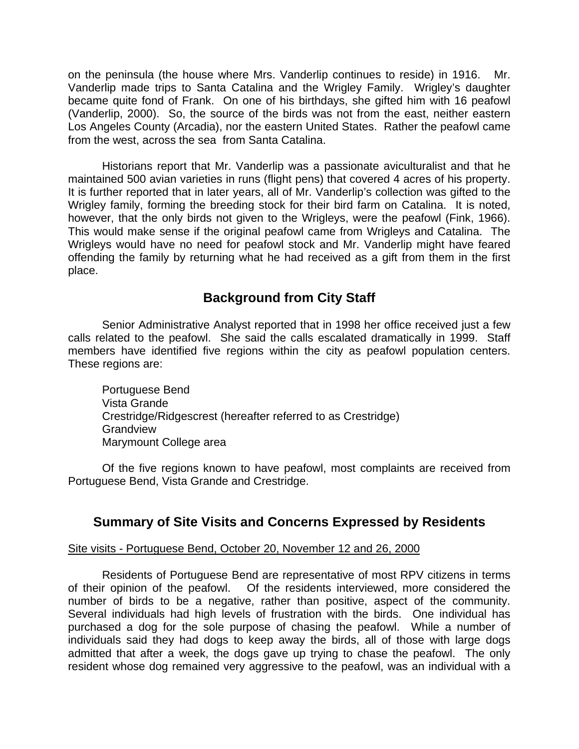on the peninsula (the house where Mrs. Vanderlip continues to reside) in 1916. Mr. Vanderlip made trips to Santa Catalina and the Wrigley Family. Wrigley's daughter became quite fond of Frank. On one of his birthdays, she gifted him with 16 peafowl (Vanderlip, 2000). So, the source of the birds was not from the east, neither eastern Los Angeles County (Arcadia), nor the eastern United States. Rather the peafowl came from the west, across the sea from Santa Catalina.

Historians report that Mr. Vanderlip was a passionate aviculturalist and that he maintained 500 avian varieties in runs (flight pens) that covered 4 acres of his property. It is further reported that in later years, all of Mr. Vanderlip's collection was gifted to the Wrigley family, forming the breeding stock for their bird farm on Catalina. It is noted, however, that the only birds not given to the Wrigleys, were the peafowl (Fink, 1966). This would make sense if the original peafowl came from Wrigleys and Catalina. The Wrigleys would have no need for peafowl stock and Mr. Vanderlip might have feared offending the family by returning what he had received as a gift from them in the first place.

## Background from City Staff

Senior Administrative Analyst reported that in 1998 her office received just a few calls related to the peafowl. She said the calls escalated dramatically in 1999. Staff members have identified five regions within the city as peafowl population centers. These regions are:

Portuguese Bend
Vista Grande
Crestridge/Ridgescrest (hereafter referred to as Crestridge)
Grandview
Marymount College area

Of the five regions known to have peafowl, most complaints are received from Portuguese Bend, Vista Grande and Crestridge.

## Summary of Site Visits and Concerns Expressed by Residents

Site visits - Portuguese Bend, October 20, November 12 and 26, 2000

Residents of Portuguese Bend are representative of most RPV citizens in terms of their opinion of the peafowl. Of the residents interviewed, more considered the number of birds to be a negative, rather than positive, aspect of the community. Several individuals had high levels of frustration with the birds. One individual has purchased a dog for the sole purpose of chasing the peafowl. While a number of individuals said they had dogs to keep away the birds, all of those with large dogs admitted that after a week, the dogs gave up trying to chase the peafowl. The only resident whose dog remained very aggressive to the peafowl, was an individual with a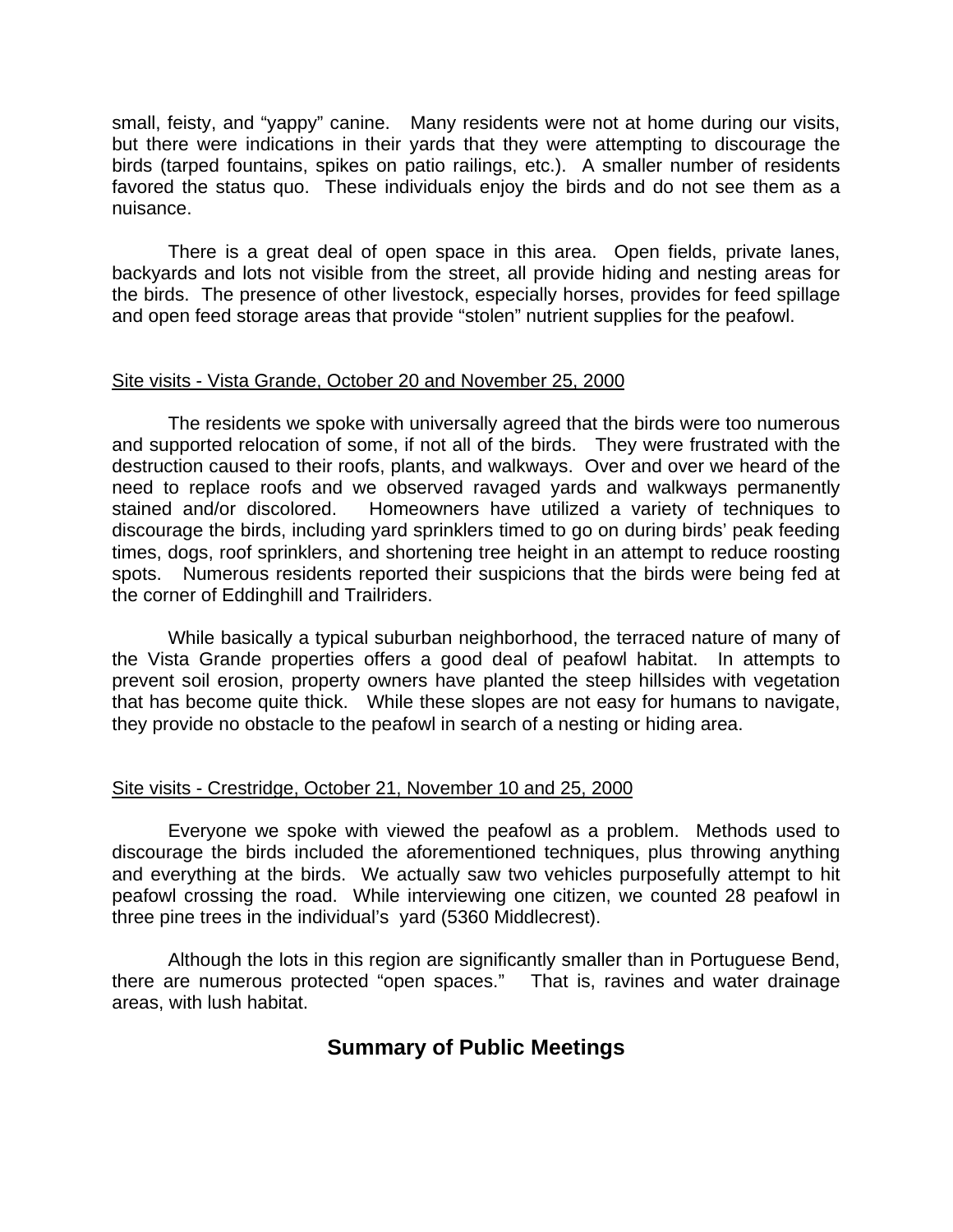small, feisty, and "yappy" canine. Many residents were not at home during our visits, but there were indications in their yards that they were attempting to discourage the birds (tarped fountains, spikes on patio railings, etc.). A smaller number of residents favored the status quo. These individuals enjoy the birds and do not see them as a nuisance.

There is a great deal of open space in this area. Open fields, private lanes, backyards and lots not visible from the street, all provide hiding and nesting areas for the birds. The presence of other livestock, especially horses, provides for feed spillage and open feed storage areas that provide "stolen" nutrient supplies for the peafowl.

<u>Site visits - Vista Grande, October 20 and November 25, 2000</u>

The residents we spoke with universally agreed that the birds were too numerous and supported relocation of some, if not all of the birds. They were frustrated with the destruction caused to their roofs, plants, and walkways. Over and over we heard of the need to replace roofs and we observed ravaged yards and walkways permanently stained and/or discolored. Homeowners have utilized a variety of techniques to discourage the birds, including yard sprinklers timed to go on during birds' peak feeding times, dogs, roof sprinklers, and shortening tree height in an attempt to reduce roosting spots. Numerous residents reported their suspicions that the birds were being fed at the corner of Eddinghill and Trailriders.

While basically a typical suburban neighborhood, the terraced nature of many of the Vista Grande properties offers a good deal of peafowl habitat. In attempts to prevent soil erosion, property owners have planted the steep hillsides with vegetation that has become quite thick. While these slopes are not easy for humans to navigate, they provide no obstacle to the peafowl in search of a nesting or hiding area.

<u>Site visits - Crestridge, October 21, November 10 and 25, 2000</u>

Everyone we spoke with viewed the peafowl as a problem. Methods used to discourage the birds included the aforementioned techniques, plus throwing anything and everything at the birds. We actually saw two vehicles purposefully attempt to hit peafowl crossing the road. While interviewing one citizen, we counted 28 peafowl in three pine trees in the individual's yard (5360 Middlecrest).

Although the lots in this region are significantly smaller than in Portuguese Bend, there are numerous protected "open spaces." That is, ravines and water drainage areas, with lush habitat.

## Summary of Public Meetings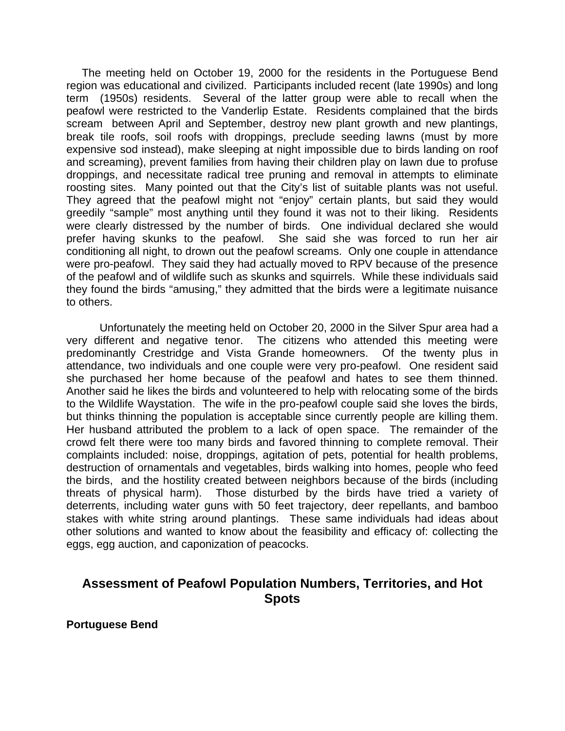The meeting held on October 19, 2000 for the residents in the Portuguese Bend region was educational and civilized. Participants included recent (late 1990s) and long term (1950s) residents. Several of the latter group were able to recall when the peafowl were restricted to the Vanderlip Estate. Residents complained that the birds scream between April and September, destroy new plant growth and new plantings, break tile roofs, soil roofs with droppings, preclude seeding lawns (must by more expensive sod instead), make sleeping at night impossible due to birds landing on roof and screaming), prevent families from having their children play on lawn due to profuse droppings, and necessitate radical tree pruning and removal in attempts to eliminate roosting sites. Many pointed out that the City's list of suitable plants was not useful. They agreed that the peafowl might not "enjoy" certain plants, but said they would greedily "sample" most anything until they found it was not to their liking. Residents were clearly distressed by the number of birds. One individual declared she would prefer having skunks to the peafowl. She said she was forced to run her air conditioning all night, to drown out the peafowl screams. Only one couple in attendance were pro-peafowl. They said they had actually moved to RPV because of the presence of the peafowl and of wildlife such as skunks and squirrels. While these individuals said they found the birds "amusing," they admitted that the birds were a legitimate nuisance to others.

Unfortunately the meeting held on October 20, 2000 in the Silver Spur area had a very different and negative tenor. The citizens who attended this meeting were predominantly Crestridge and Vista Grande homeowners. Of the twenty plus in attendance, two individuals and one couple were very pro-peafowl. One resident said she purchased her home because of the peafowl and hates to see them thinned. Another said he likes the birds and volunteered to help with relocating some of the birds to the Wildlife Waystation. The wife in the pro-peafowl couple said she loves the birds, but thinks thinning the population is acceptable since currently people are killing them. Her husband attributed the problem to a lack of open space. The remainder of the crowd felt there were too many birds and favored thinning to complete removal. Their complaints included: noise, droppings, agitation of pets, potential for health problems, destruction of ornamentals and vegetables, birds walking into homes, people who feed the birds, and the hostility created between neighbors because of the birds (including threats of physical harm). Those disturbed by the birds have tried a variety of deterrents, including water guns with 50 feet trajectory, deer repellants, and bamboo stakes with white string around plantings. These same individuals had ideas about other solutions and wanted to know about the feasibility and efficacy of: collecting the eggs, egg auction, and caponization of peacocks.

## Assessment of Peafowl Population Numbers, Territories, and Hot Spots

**Portuguese Bend**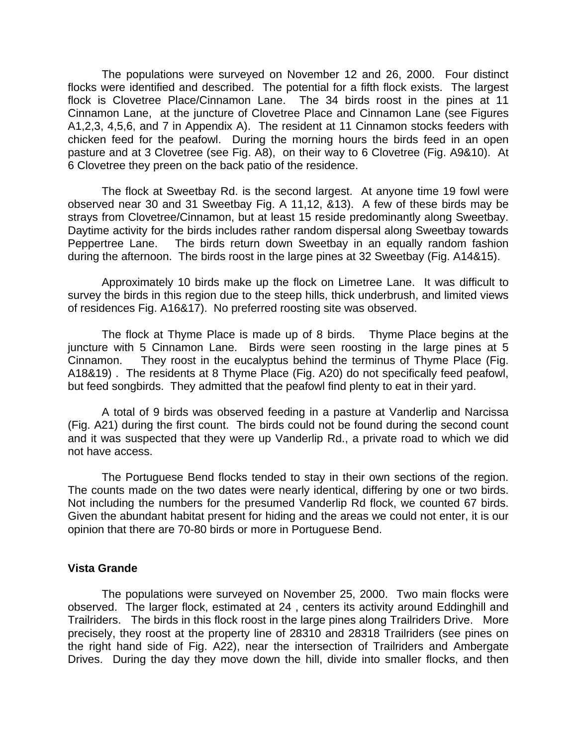The populations were surveyed on November 12 and 26, 2000. Four distinct flocks were identified and described. The potential for a fifth flock exists. The largest flock is Clovetree Place/Cinnamon Lane. The 34 birds roost in the pines at 11 Cinnamon Lane, at the juncture of Clovetree Place and Cinnamon Lane (see Figures A1,2,3, 4,5,6, and 7 in Appendix A). The resident at 11 Cinnamon stocks feeders with chicken feed for the peafowl. During the morning hours the birds feed in an open pasture and at 3 Clovetree (see Fig. A8), on their way to 6 Clovetree (Fig. A9&10). At 6 Clovetree they preen on the back patio of the residence.

The flock at Sweetbay Rd. is the second largest. At anyone time 19 fowl were observed near 30 and 31 Sweetbay Fig. A 11,12, &13). A few of these birds may be strays from Clovetree/Cinnamon, but at least 15 reside predominantly along Sweetbay. Daytime activity for the birds includes rather random dispersal along Sweetbay towards Peppertree Lane. The birds return down Sweetbay in an equally random fashion during the afternoon. The birds roost in the large pines at 32 Sweetbay (Fig. A14&15).

Approximately 10 birds make up the flock on Limetree Lane. It was difficult to survey the birds in this region due to the steep hills, thick underbrush, and limited views of residences Fig. A16&17). No preferred roosting site was observed.

The flock at Thyme Place is made up of 8 birds. Thyme Place begins at the juncture with 5 Cinnamon Lane. Birds were seen roosting in the large pines at 5 Cinnamon. They roost in the eucalyptus behind the terminus of Thyme Place (Fig. A18&19) . The residents at 8 Thyme Place (Fig. A20) do not specifically feed peafowl, but feed songbirds. They admitted that the peafowl find plenty to eat in their yard.

A total of 9 birds was observed feeding in a pasture at Vanderlip and Narcissa (Fig. A21) during the first count. The birds could not be found during the second count and it was suspected that they were up Vanderlip Rd., a private road to which we did not have access.

The Portuguese Bend flocks tended to stay in their own sections of the region. The counts made on the two dates were nearly identical, differing by one or two birds. Not including the numbers for the presumed Vanderlip Rd flock, we counted 67 birds. Given the abundant habitat present for hiding and the areas we could not enter, it is our opinion that there are 70-80 birds or more in Portuguese Bend.

**Vista Grande**

The populations were surveyed on November 25, 2000. Two main flocks were observed. The larger flock, estimated at 24 , centers its activity around Eddinghill and Trailriders. The birds in this flock roost in the large pines along Trailriders Drive. More precisely, they roost at the property line of 28310 and 28318 Trailriders (see pines on the right hand side of Fig. A22), near the intersection of Trailriders and Ambergate Drives. During the day they move down the hill, divide into smaller flocks, and then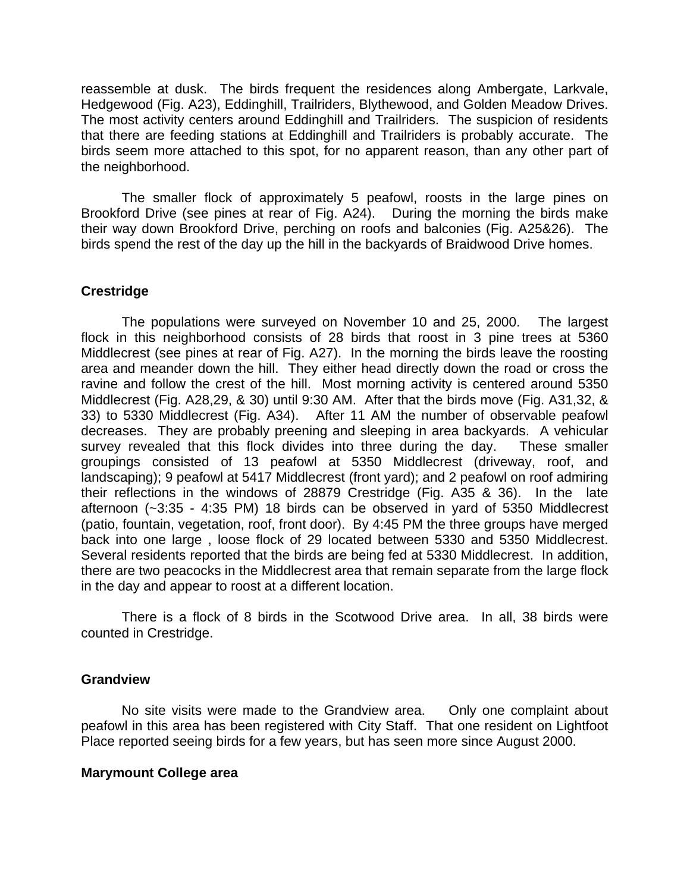reassemble at dusk. The birds frequent the residences along Ambergate, Larkvale, Hedgewood (Fig. A23), Eddinghill, Trailriders, Blythewood, and Golden Meadow Drives. The most activity centers around Eddinghill and Trailriders. The suspicion of residents that there are feeding stations at Eddinghill and Trailriders is probably accurate. The birds seem more attached to this spot, for no apparent reason, than any other part of the neighborhood.

The smaller flock of approximately 5 peafowl, roosts in the large pines on Brookford Drive (see pines at rear of Fig. A24). During the morning the birds make their way down Brookford Drive, perching on roofs and balconies (Fig. A25&26). The birds spend the rest of the day up the hill in the backyards of Braidwood Drive homes.

**Crestridge**

The populations were surveyed on November 10 and 25, 2000. The largest flock in this neighborhood consists of 28 birds that roost in 3 pine trees at 5360 Middlecrest (see pines at rear of Fig. A27). In the morning the birds leave the roosting area and meander down the hill. They either head directly down the road or cross the ravine and follow the crest of the hill. Most morning activity is centered around 5350 Middlecrest (Fig. A28,29, & 30) until 9:30 AM. After that the birds move (Fig. A31,32, & 33) to 5330 Middlecrest (Fig. A34). After 11 AM the number of observable peafowl decreases. They are probably preening and sleeping in area backyards. A vehicular survey revealed that this flock divides into three during the day. These smaller groupings consisted of 13 peafowl at 5350 Middlecrest (driveway, roof, and landscaping); 9 peafowl at 5417 Middlecrest (front yard); and 2 peafowl on roof admiring their reflections in the windows of 28879 Crestridge (Fig. A35 & 36). In the late afternoon (~3:35 - 4:35 PM) 18 birds can be observed in yard of 5350 Middlecrest (patio, fountain, vegetation, roof, front door). By 4:45 PM the three groups have merged back into one large , loose flock of 29 located between 5330 and 5350 Middlecrest. Several residents reported that the birds are being fed at 5330 Middlecrest. In addition, there are two peacocks in the Middlecrest area that remain separate from the large flock in the day and appear to roost at a different location.

There is a flock of 8 birds in the Scotwood Drive area. In all, 38 birds were counted in Crestridge.

**Grandview**

No site visits were made to the Grandview area. Only one complaint about peafowl in this area has been registered with City Staff. That one resident on Lightfoot Place reported seeing birds for a few years, but has seen more since August 2000.

**Marymount College area**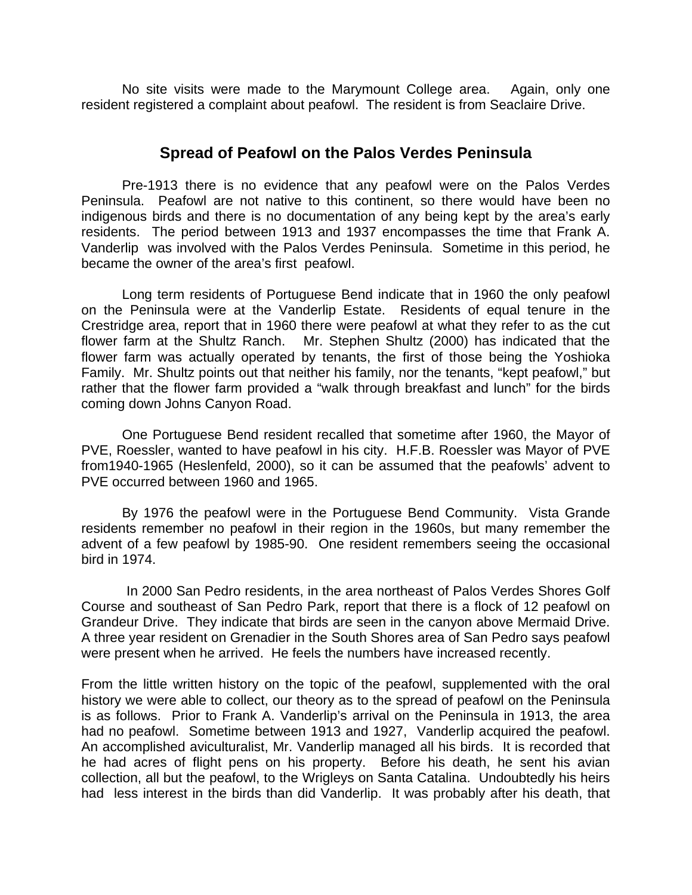No site visits were made to the Marymount College area. Again, only one resident registered a complaint about peafowl. The resident is from Seaclaire Drive.

## Spread of Peafowl on the Palos Verdes Peninsula

Pre-1913 there is no evidence that any peafowl were on the Palos Verdes Peninsula. Peafowl are not native to this continent, so there would have been no indigenous birds and there is no documentation of any being kept by the area's early residents. The period between 1913 and 1937 encompasses the time that Frank A. Vanderlip was involved with the Palos Verdes Peninsula. Sometime in this period, he became the owner of the area's first peafowl.

Long term residents of Portuguese Bend indicate that in 1960 the only peafowl on the Peninsula were at the Vanderlip Estate. Residents of equal tenure in the Crestridge area, report that in 1960 there were peafowl at what they refer to as the cut flower farm at the Shultz Ranch. Mr. Stephen Shultz (2000) has indicated that the flower farm was actually operated by tenants, the first of those being the Yoshioka Family. Mr. Shultz points out that neither his family, nor the tenants, "kept peafowl," but rather that the flower farm provided a "walk through breakfast and lunch" for the birds coming down Johns Canyon Road.

One Portuguese Bend resident recalled that sometime after 1960, the Mayor of PVE, Roessler, wanted to have peafowl in his city. H.F.B. Roessler was Mayor of PVE from1940-1965 (Heslenfeld, 2000), so it can be assumed that the peafowls' advent to PVE occurred between 1960 and 1965.

By 1976 the peafowl were in the Portuguese Bend Community. Vista Grande residents remember no peafowl in their region in the 1960s, but many remember the advent of a few peafowl by 1985-90. One resident remembers seeing the occasional bird in 1974.

In 2000 San Pedro residents, in the area northeast of Palos Verdes Shores Golf Course and southeast of San Pedro Park, report that there is a flock of 12 peafowl on Grandeur Drive. They indicate that birds are seen in the canyon above Mermaid Drive. A three year resident on Grenadier in the South Shores area of San Pedro says peafowl were present when he arrived. He feels the numbers have increased recently.

From the little written history on the topic of the peafowl, supplemented with the oral history we were able to collect, our theory as to the spread of peafowl on the Peninsula is as follows. Prior to Frank A. Vanderlip's arrival on the Peninsula in 1913, the area had no peafowl. Sometime between 1913 and 1927, Vanderlip acquired the peafowl. An accomplished aviculturalist, Mr. Vanderlip managed all his birds. It is recorded that he had acres of flight pens on his property. Before his death, he sent his avian collection, all but the peafowl, to the Wrigleys on Santa Catalina. Undoubtedly his heirs had less interest in the birds than did Vanderlip. It was probably after his death, that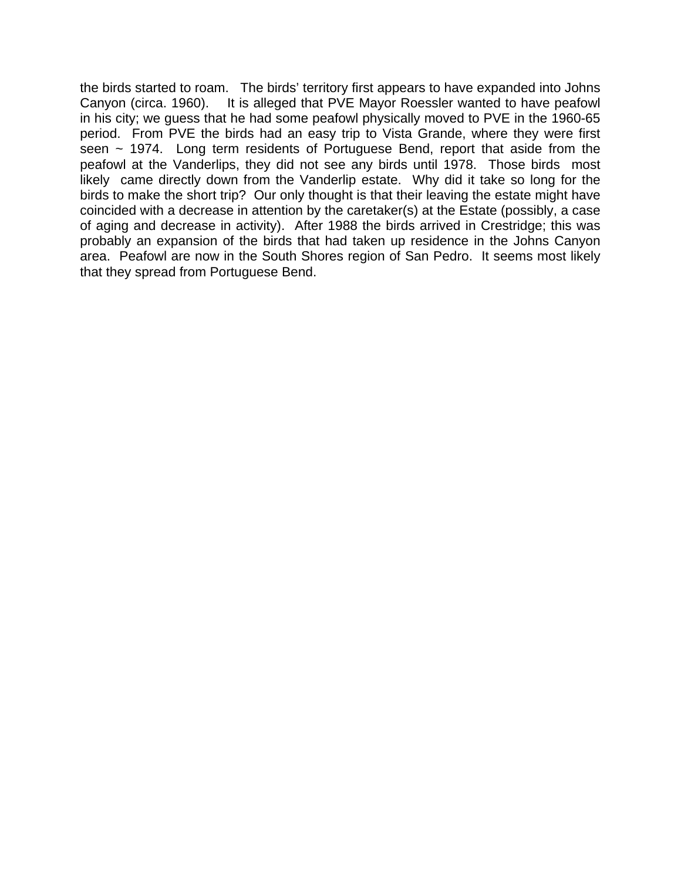the birds started to roam. The birds' territory first appears to have expanded into Johns Canyon (circa. 1960). It is alleged that PVE Mayor Roessler wanted to have peafowl in his city; we guess that he had some peafowl physically moved to PVE in the 1960-65 period. From PVE the birds had an easy trip to Vista Grande, where they were first seen ~ 1974. Long term residents of Portuguese Bend, report that aside from the peafowl at the Vanderlips, they did not see any birds until 1978. Those birds most likely came directly down from the Vanderlip estate. Why did it take so long for the birds to make the short trip? Our only thought is that their leaving the estate might have coincided with a decrease in attention by the caretaker(s) at the Estate (possibly, a case of aging and decrease in activity). After 1988 the birds arrived in Crestridge; this was probably an expansion of the birds that had taken up residence in the Johns Canyon area. Peafowl are now in the South Shores region of San Pedro. It seems most likely that they spread from Portuguese Bend.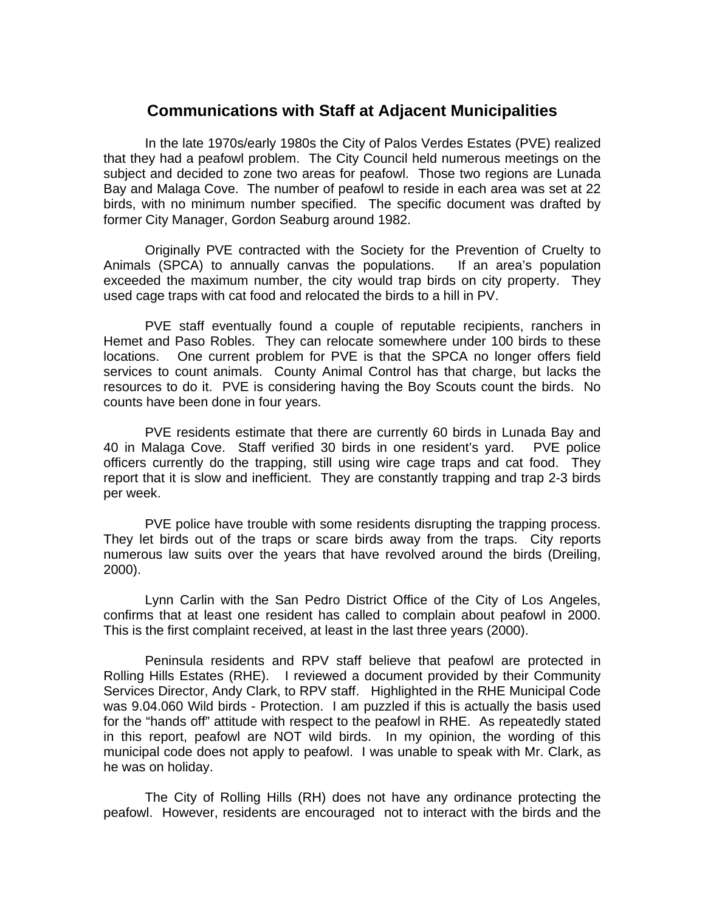## Communications with Staff at Adjacent Municipalities

In the late 1970s/early 1980s the City of Palos Verdes Estates (PVE) realized that they had a peafowl problem. The City Council held numerous meetings on the subject and decided to zone two areas for peafowl. Those two regions are Lunada Bay and Malaga Cove. The number of peafowl to reside in each area was set at 22 birds, with no minimum number specified. The specific document was drafted by former City Manager, Gordon Seaburg around 1982.

Originally PVE contracted with the Society for the Prevention of Cruelty to Animals (SPCA) to annually canvas the populations. If an area's population exceeded the maximum number, the city would trap birds on city property. They used cage traps with cat food and relocated the birds to a hill in PV.

PVE staff eventually found a couple of reputable recipients, ranchers in Hemet and Paso Robles. They can relocate somewhere under 100 birds to these locations. One current problem for PVE is that the SPCA no longer offers field services to count animals. County Animal Control has that charge, but lacks the resources to do it. PVE is considering having the Boy Scouts count the birds. No counts have been done in four years.

PVE residents estimate that there are currently 60 birds in Lunada Bay and 40 in Malaga Cove. Staff verified 30 birds in one resident's yard. PVE police officers currently do the trapping, still using wire cage traps and cat food. They report that it is slow and inefficient. They are constantly trapping and trap 2-3 birds per week.

PVE police have trouble with some residents disrupting the trapping process. They let birds out of the traps or scare birds away from the traps. City reports numerous law suits over the years that have revolved around the birds (Dreiling, 2000).

Lynn Carlin with the San Pedro District Office of the City of Los Angeles, confirms that at least one resident has called to complain about peafowl in 2000. This is the first complaint received, at least in the last three years (2000).

Peninsula residents and RPV staff believe that peafowl are protected in Rolling Hills Estates (RHE). I reviewed a document provided by their Community Services Director, Andy Clark, to RPV staff. Highlighted in the RHE Municipal Code was 9.04.060 Wild birds - Protection. I am puzzled if this is actually the basis used for the "hands off" attitude with respect to the peafowl in RHE. As repeatedly stated in this report, peafowl are NOT wild birds. In my opinion, the wording of this municipal code does not apply to peafowl. I was unable to speak with Mr. Clark, as he was on holiday.

The City of Rolling Hills (RH) does not have any ordinance protecting the peafowl. However, residents are encouraged not to interact with the birds and the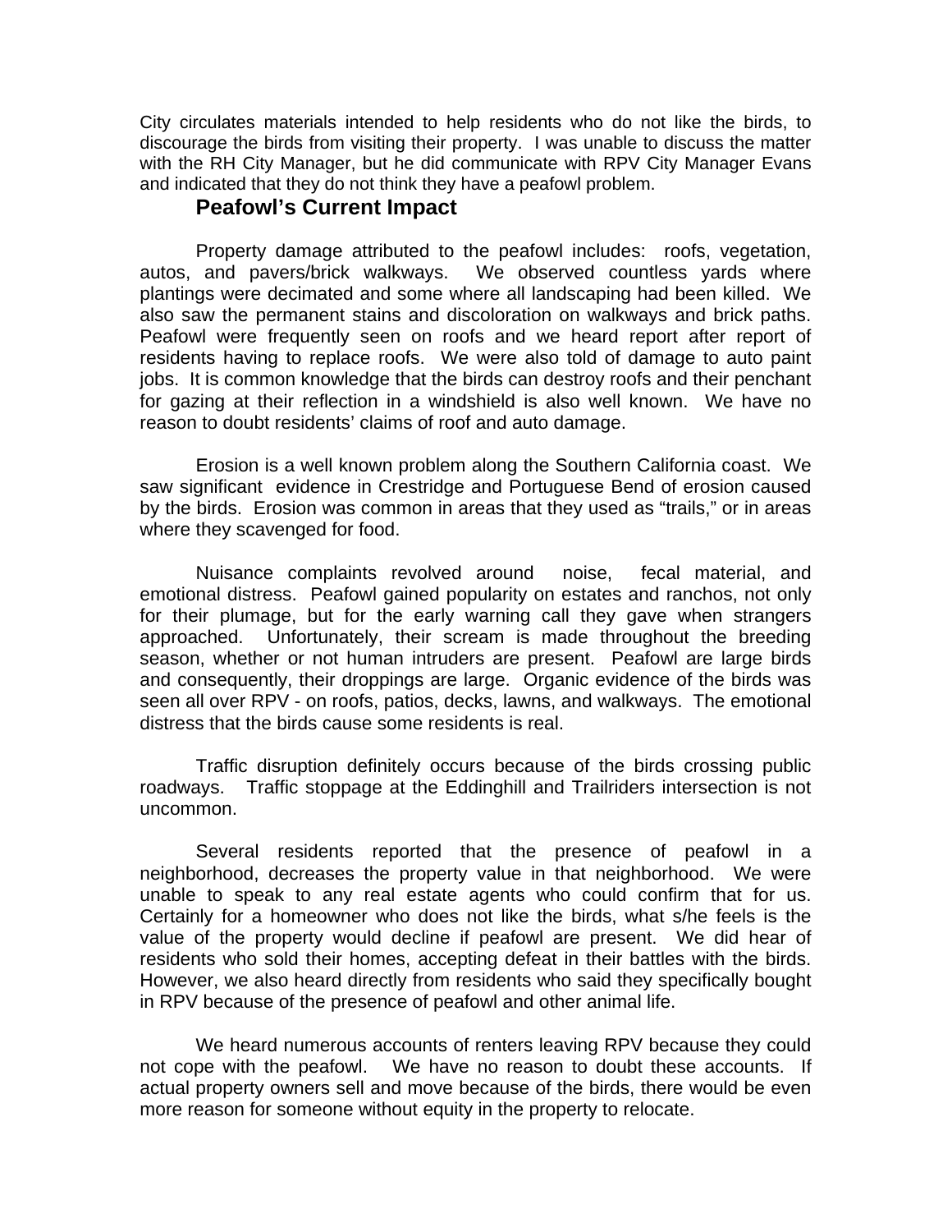City circulates materials intended to help residents who do not like the birds, to discourage the birds from visiting their property. I was unable to discuss the matter with the RH City Manager, but he did communicate with RPV City Manager Evans and indicated that they do not think they have a peafowl problem.

## Peafowl's Current Impact

Property damage attributed to the peafowl includes: roofs, vegetation, autos, and pavers/brick walkways. We observed countless yards where plantings were decimated and some where all landscaping had been killed. We also saw the permanent stains and discoloration on walkways and brick paths. Peafowl were frequently seen on roofs and we heard report after report of residents having to replace roofs. We were also told of damage to auto paint jobs. It is common knowledge that the birds can destroy roofs and their penchant for gazing at their reflection in a windshield is also well known. We have no reason to doubt residents' claims of roof and auto damage.

Erosion is a well known problem along the Southern California coast. We saw significant evidence in Crestridge and Portuguese Bend of erosion caused by the birds. Erosion was common in areas that they used as "trails," or in areas where they scavenged for food.

Nuisance complaints revolved around noise, fecal material, and emotional distress. Peafowl gained popularity on estates and ranchos, not only for their plumage, but for the early warning call they gave when strangers approached. Unfortunately, their scream is made throughout the breeding season, whether or not human intruders are present. Peafowl are large birds and consequently, their droppings are large. Organic evidence of the birds was seen all over RPV - on roofs, patios, decks, lawns, and walkways. The emotional distress that the birds cause some residents is real.

Traffic disruption definitely occurs because of the birds crossing public roadways. Traffic stoppage at the Eddinghill and Trailriders intersection is not uncommon.

Several residents reported that the presence of peafowl in a neighborhood, decreases the property value in that neighborhood. We were unable to speak to any real estate agents who could confirm that for us. Certainly for a homeowner who does not like the birds, what s/he feels is the value of the property would decline if peafowl are present. We did hear of residents who sold their homes, accepting defeat in their battles with the birds. However, we also heard directly from residents who said they specifically bought in RPV because of the presence of peafowl and other animal life.

We heard numerous accounts of renters leaving RPV because they could not cope with the peafowl. We have no reason to doubt these accounts. If actual property owners sell and move because of the birds, there would be even more reason for someone without equity in the property to relocate.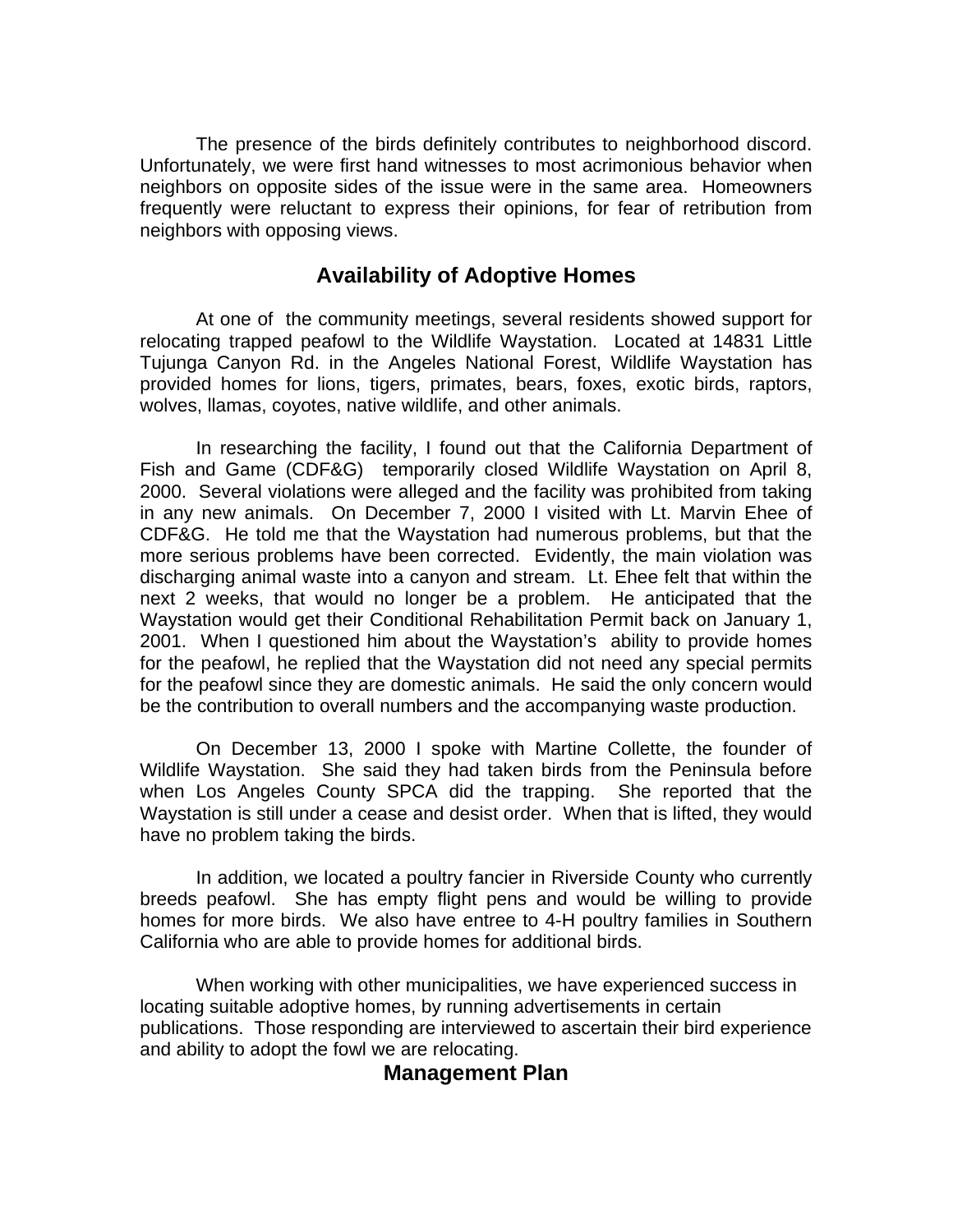The presence of the birds definitely contributes to neighborhood discord. Unfortunately, we were first hand witnesses to most acrimonious behavior when neighbors on opposite sides of the issue were in the same area. Homeowners frequently were reluctant to express their opinions, for fear of retribution from neighbors with opposing views.

## Availability of Adoptive Homes

At one of the community meetings, several residents showed support for relocating trapped peafowl to the Wildlife Waystation. Located at 14831 Little Tujunga Canyon Rd. in the Angeles National Forest, Wildlife Waystation has provided homes for lions, tigers, primates, bears, foxes, exotic birds, raptors, wolves, llamas, coyotes, native wildlife, and other animals.

In researching the facility, I found out that the California Department of Fish and Game (CDF&G) temporarily closed Wildlife Waystation on April 8, 2000. Several violations were alleged and the facility was prohibited from taking in any new animals. On December 7, 2000 I visited with Lt. Marvin Ehee of CDF&G. He told me that the Waystation had numerous problems, but that the more serious problems have been corrected. Evidently, the main violation was discharging animal waste into a canyon and stream. Lt. Ehee felt that within the next 2 weeks, that would no longer be a problem. He anticipated that the Waystation would get their Conditional Rehabilitation Permit back on January 1, 2001. When I questioned him about the Waystation's ability to provide homes for the peafowl, he replied that the Waystation did not need any special permits for the peafowl since they are domestic animals. He said the only concern would be the contribution to overall numbers and the accompanying waste production.

On December 13, 2000 I spoke with Martine Collette, the founder of Wildlife Waystation. She said they had taken birds from the Peninsula before when Los Angeles County SPCA did the trapping. She reported that the Waystation is still under a cease and desist order. When that is lifted, they would have no problem taking the birds.

In addition, we located a poultry fancier in Riverside County who currently breeds peafowl. She has empty flight pens and would be willing to provide homes for more birds. We also have entree to 4-H poultry families in Southern California who are able to provide homes for additional birds.

When working with other municipalities, we have experienced success in locating suitable adoptive homes, by running advertisements in certain publications. Those responding are interviewed to ascertain their bird experience and ability to adopt the fowl we are relocating.

## Management Plan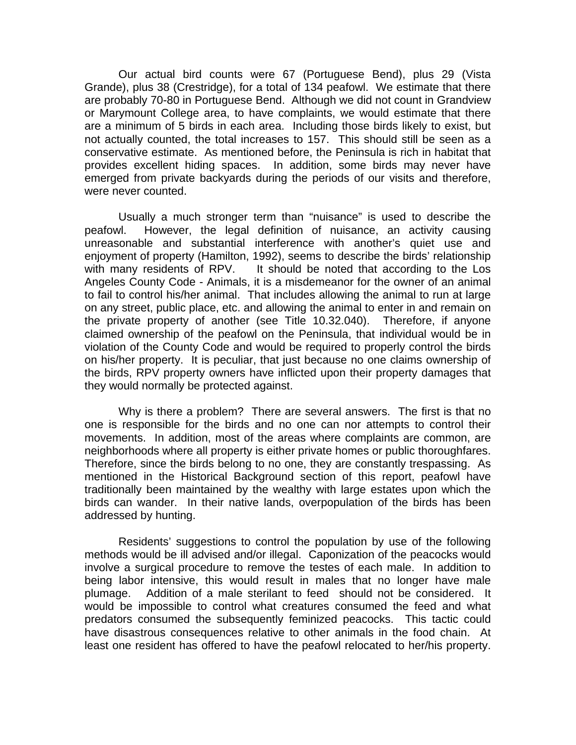Our actual bird counts were 67 (Portuguese Bend), plus 29 (Vista Grande), plus 38 (Crestridge), for a total of 134 peafowl. We estimate that there are probably 70-80 in Portuguese Bend. Although we did not count in Grandview or Marymount College area, to have complaints, we would estimate that there are a minimum of 5 birds in each area. Including those birds likely to exist, but not actually counted, the total increases to 157. This should still be seen as a conservative estimate. As mentioned before, the Peninsula is rich in habitat that provides excellent hiding spaces. In addition, some birds may never have emerged from private backyards during the periods of our visits and therefore, were never counted.

Usually a much stronger term than "nuisance" is used to describe the peafowl. However, the legal definition of nuisance, an activity causing unreasonable and substantial interference with another's quiet use and enjoyment of property (Hamilton, 1992), seems to describe the birds' relationship with many residents of RPV. It should be noted that according to the Los Angeles County Code - Animals, it is a misdemeanor for the owner of an animal to fail to control his/her animal. That includes allowing the animal to run at large on any street, public place, etc. and allowing the animal to enter in and remain on the private property of another (see Title 10.32.040). Therefore, if anyone claimed ownership of the peafowl on the Peninsula, that individual would be in violation of the County Code and would be required to properly control the birds on his/her property. It is peculiar, that just because no one claims ownership of the birds, RPV property owners have inflicted upon their property damages that they would normally be protected against.

Why is there a problem? There are several answers. The first is that no one is responsible for the birds and no one can nor attempts to control their movements. In addition, most of the areas where complaints are common, are neighborhoods where all property is either private homes or public thoroughfares. Therefore, since the birds belong to no one, they are constantly trespassing. As mentioned in the Historical Background section of this report, peafowl have traditionally been maintained by the wealthy with large estates upon which the birds can wander. In their native lands, overpopulation of the birds has been addressed by hunting.

Residents' suggestions to control the population by use of the following methods would be ill advised and/or illegal. Caponization of the peacocks would involve a surgical procedure to remove the testes of each male. In addition to being labor intensive, this would result in males that no longer have male plumage. Addition of a male sterilant to feed should not be considered. It would be impossible to control what creatures consumed the feed and what predators consumed the subsequently feminized peacocks. This tactic could have disastrous consequences relative to other animals in the food chain. At least one resident has offered to have the peafowl relocated to her/his property.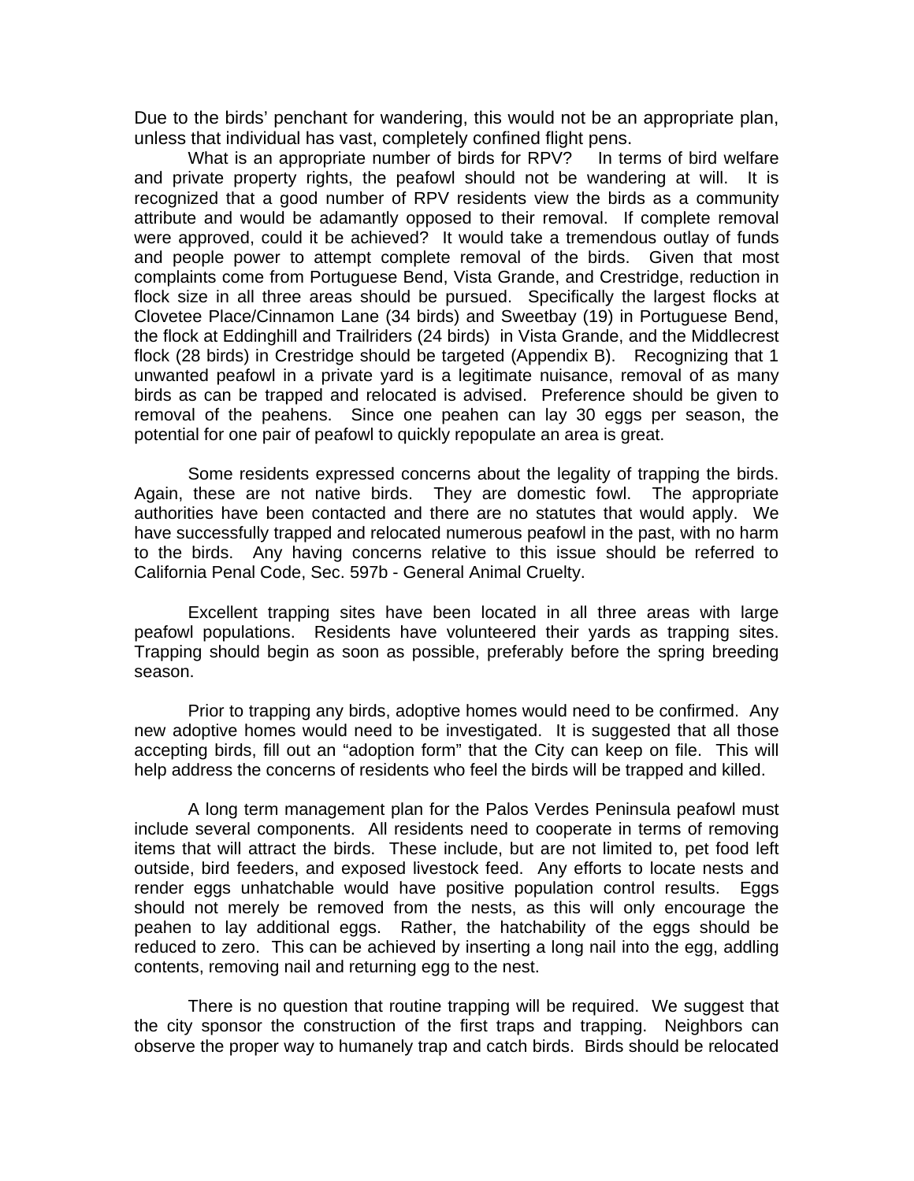Due to the birds' penchant for wandering, this would not be an appropriate plan, unless that individual has vast, completely confined flight pens.

What is an appropriate number of birds for RPV? In terms of bird welfare and private property rights, the peafowl should not be wandering at will. It is recognized that a good number of RPV residents view the birds as a community attribute and would be adamantly opposed to their removal. If complete removal were approved, could it be achieved? It would take a tremendous outlay of funds and people power to attempt complete removal of the birds. Given that most complaints come from Portuguese Bend, Vista Grande, and Crestridge, reduction in flock size in all three areas should be pursued. Specifically the largest flocks at Clovetee Place/Cinnamon Lane (34 birds) and Sweetbay (19) in Portuguese Bend, the flock at Eddinghill and Trailriders (24 birds) in Vista Grande, and the Middlecrest flock (28 birds) in Crestridge should be targeted (Appendix B). Recognizing that 1 unwanted peafowl in a private yard is a legitimate nuisance, removal of as many birds as can be trapped and relocated is advised. Preference should be given to removal of the peahens. Since one peahen can lay 30 eggs per season, the potential for one pair of peafowl to quickly repopulate an area is great.

Some residents expressed concerns about the legality of trapping the birds. Again, these are not native birds. They are domestic fowl. The appropriate authorities have been contacted and there are no statutes that would apply. We have successfully trapped and relocated numerous peafowl in the past, with no harm to the birds. Any having concerns relative to this issue should be referred to California Penal Code, Sec. 597b - General Animal Cruelty.

Excellent trapping sites have been located in all three areas with large peafowl populations. Residents have volunteered their yards as trapping sites. Trapping should begin as soon as possible, preferably before the spring breeding season.

Prior to trapping any birds, adoptive homes would need to be confirmed. Any new adoptive homes would need to be investigated. It is suggested that all those accepting birds, fill out an "adoption form" that the City can keep on file. This will help address the concerns of residents who feel the birds will be trapped and killed.

A long term management plan for the Palos Verdes Peninsula peafowl must include several components. All residents need to cooperate in terms of removing items that will attract the birds. These include, but are not limited to, pet food left outside, bird feeders, and exposed livestock feed. Any efforts to locate nests and render eggs unhatchable would have positive population control results. Eggs should not merely be removed from the nests, as this will only encourage the peahen to lay additional eggs. Rather, the hatchability of the eggs should be reduced to zero. This can be achieved by inserting a long nail into the egg, addling contents, removing nail and returning egg to the nest.

There is no question that routine trapping will be required. We suggest that the city sponsor the construction of the first traps and trapping. Neighbors can observe the proper way to humanely trap and catch birds. Birds should be relocated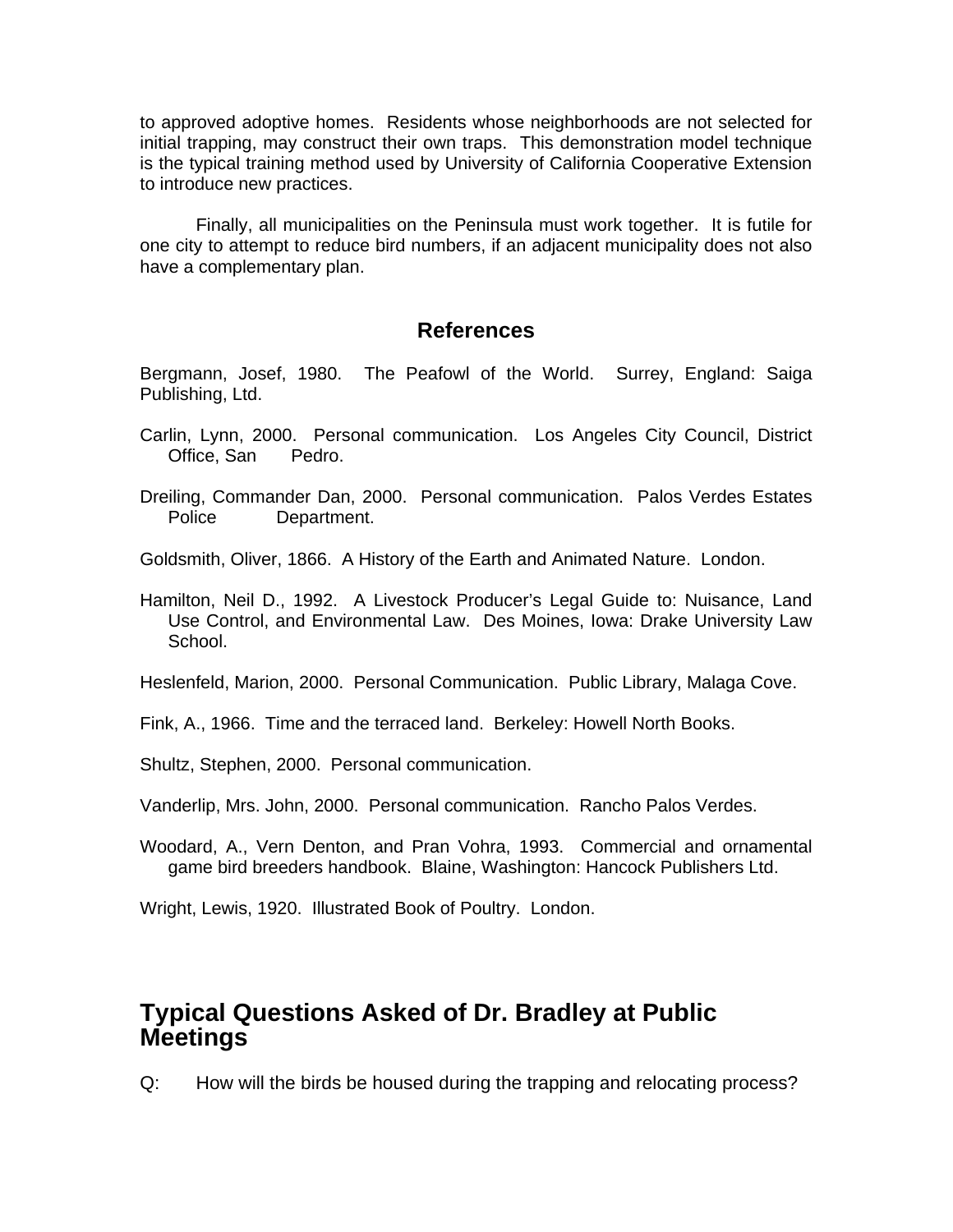to approved adoptive homes. Residents whose neighborhoods are not selected for initial trapping, may construct their own traps. This demonstration model technique is the typical training method used by University of California Cooperative Extension to introduce new practices.

Finally, all municipalities on the Peninsula must work together. It is futile for one city to attempt to reduce bird numbers, if an adjacent municipality does not also have a complementary plan.

## References

Bergmann, Josef, 1980. The Peafowl of the World. Surrey, England: Saiga Publishing, Ltd.

Carlin, Lynn, 2000. Personal communication. Los Angeles City Council, District Office, San Pedro.

Dreiling, Commander Dan, 2000. Personal communication. Palos Verdes Estates Police Department.

Goldsmith, Oliver, 1866. A History of the Earth and Animated Nature. London.

Hamilton, Neil D., 1992. A Livestock Producer's Legal Guide to: Nuisance, Land Use Control, and Environmental Law. Des Moines, Iowa: Drake University Law School.

Heslenfeld, Marion, 2000. Personal Communication. Public Library, Malaga Cove.

Fink, A., 1966. Time and the terraced land. Berkeley: Howell North Books.

Shultz, Stephen, 2000. Personal communication.

Vanderlip, Mrs. John, 2000. Personal communication. Rancho Palos Verdes.

Woodard, A., Vern Denton, and Pran Vohra, 1993. Commercial and ornamental game bird breeders handbook. Blaine, Washington: Hancock Publishers Ltd.

Wright, Lewis, 1920. Illustrated Book of Poultry. London.

# Typical Questions Asked of Dr. Bradley at Public Meetings

Q: How will the birds be housed during the trapping and relocating process?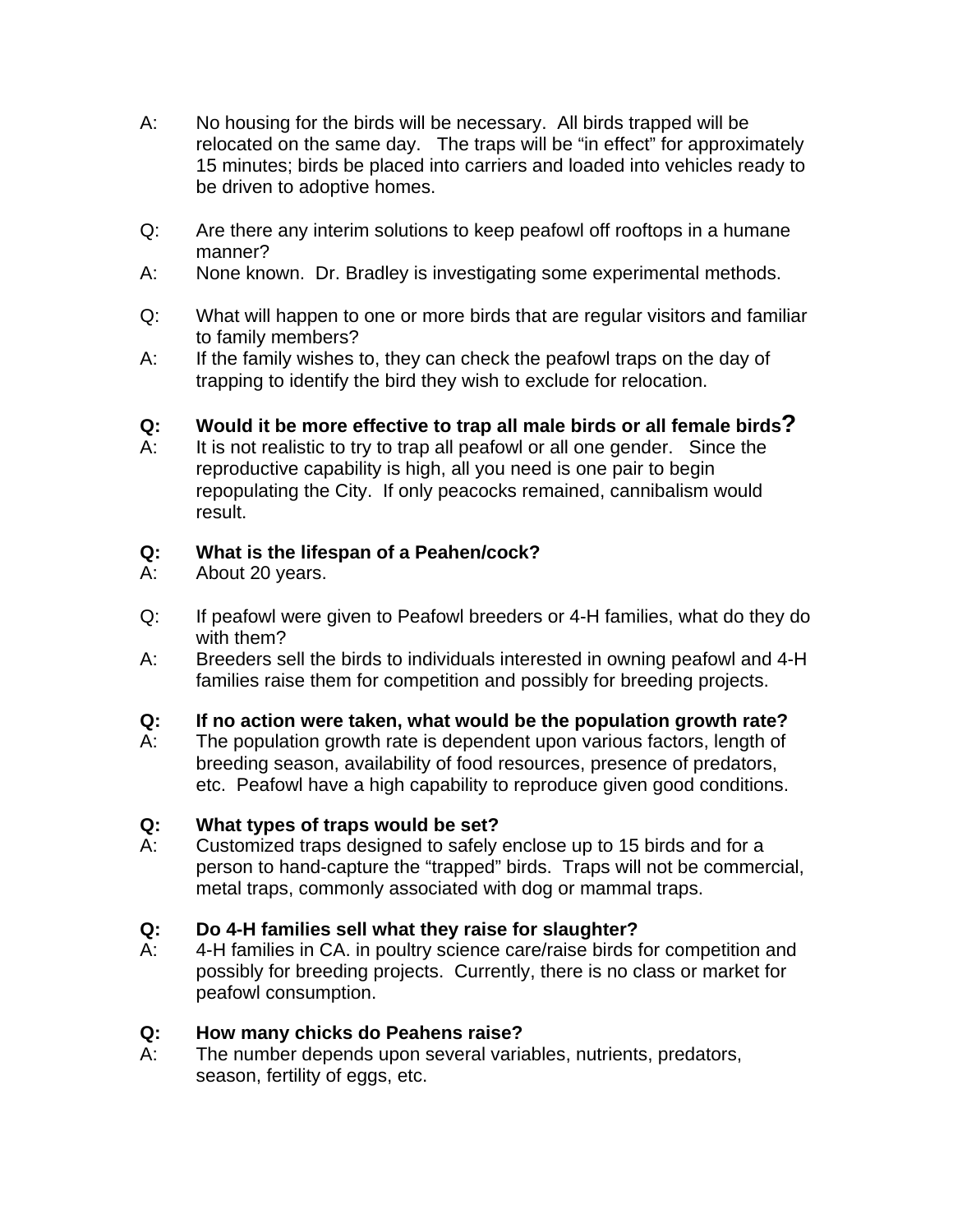A: No housing for the birds will be necessary. All birds trapped will be relocated on the same day. The traps will be "in effect" for approximately 15 minutes; birds be placed into carriers and loaded into vehicles ready to be driven to adoptive homes.

Q: Are there any interim solutions to keep peafowl off rooftops in a humane manner?
A: None known. Dr. Bradley is investigating some experimental methods.

Q: What will happen to one or more birds that are regular visitors and familiar to family members?
A: If the family wishes to, they can check the peafowl traps on the day of trapping to identify the bird they wish to exclude for relocation.

**Q: Would it be more effective to trap all male birds or all female birds?**
A: It is not realistic to try to trap all peafowl or all one gender. Since the reproductive capability is high, all you need is one pair to begin repopulating the City. If only peacocks remained, cannibalism would result.

**Q: What is the lifespan of a Peahen/cock?**
A: About 20 years.

Q: If peafowl were given to Peafowl breeders or 4-H families, what do they do with them?
A: Breeders sell the birds to individuals interested in owning peafowl and 4-H families raise them for competition and possibly for breeding projects.

**Q: If no action were taken, what would be the population growth rate?**
A: The population growth rate is dependent upon various factors, length of breeding season, availability of food resources, presence of predators, etc. Peafowl have a high capability to reproduce given good conditions.

**Q: What types of traps would be set?**
A: Customized traps designed to safely enclose up to 15 birds and for a person to hand-capture the "trapped" birds. Traps will not be commercial, metal traps, commonly associated with dog or mammal traps.

**Q: Do 4-H families sell what they raise for slaughter?**
A: 4-H families in CA. in poultry science care/raise birds for competition and possibly for breeding projects. Currently, there is no class or market for peafowl consumption.

**Q: How many chicks do Peahens raise?**
A: The number depends upon several variables, nutrients, predators, season, fertility of eggs, etc.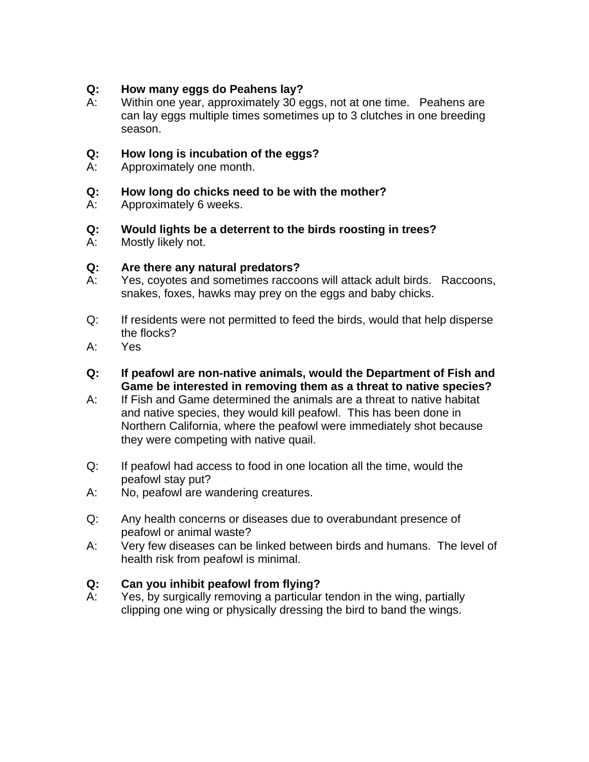**Q: How many eggs do Peahens lay?**

A: Within one year, approximately 30 eggs, not at one time. Peahens are can lay eggs multiple times sometimes up to 3 clutches in one breeding season.

**Q: How long is incubation of the eggs?**

A: Approximately one month.

**Q: How long do chicks need to be with the mother?**

A: Approximately 6 weeks.

**Q: Would lights be a deterrent to the birds roosting in trees?**

A: Mostly likely not.

**Q: Are there any natural predators?**

A: Yes, coyotes and sometimes raccoons will attack adult birds. Raccoons, snakes, foxes, hawks may prey on the eggs and baby chicks.

Q: If residents were not permitted to feed the birds, would that help disperse the flocks?

A: Yes

**Q: If peafowl are non-native animals, would the Department of Fish and Game be interested in removing them as a threat to native species?**

A: If Fish and Game determined the animals are a threat to native habitat and native species, they would kill peafowl. This has been done in Northern California, where the peafowl were immediately shot because they were competing with native quail.

Q: If peafowl had access to food in one location all the time, would the peafowl stay put?

A: No, peafowl are wandering creatures.

Q: Any health concerns or diseases due to overabundant presence of peafowl or animal waste?

A: Very few diseases can be linked between birds and humans. The level of health risk from peafowl is minimal.

**Q: Can you inhibit peafowl from flying?**

A: Yes, by surgically removing a particular tendon in the wing, partially clipping one wing or physically dressing the bird to band the wings.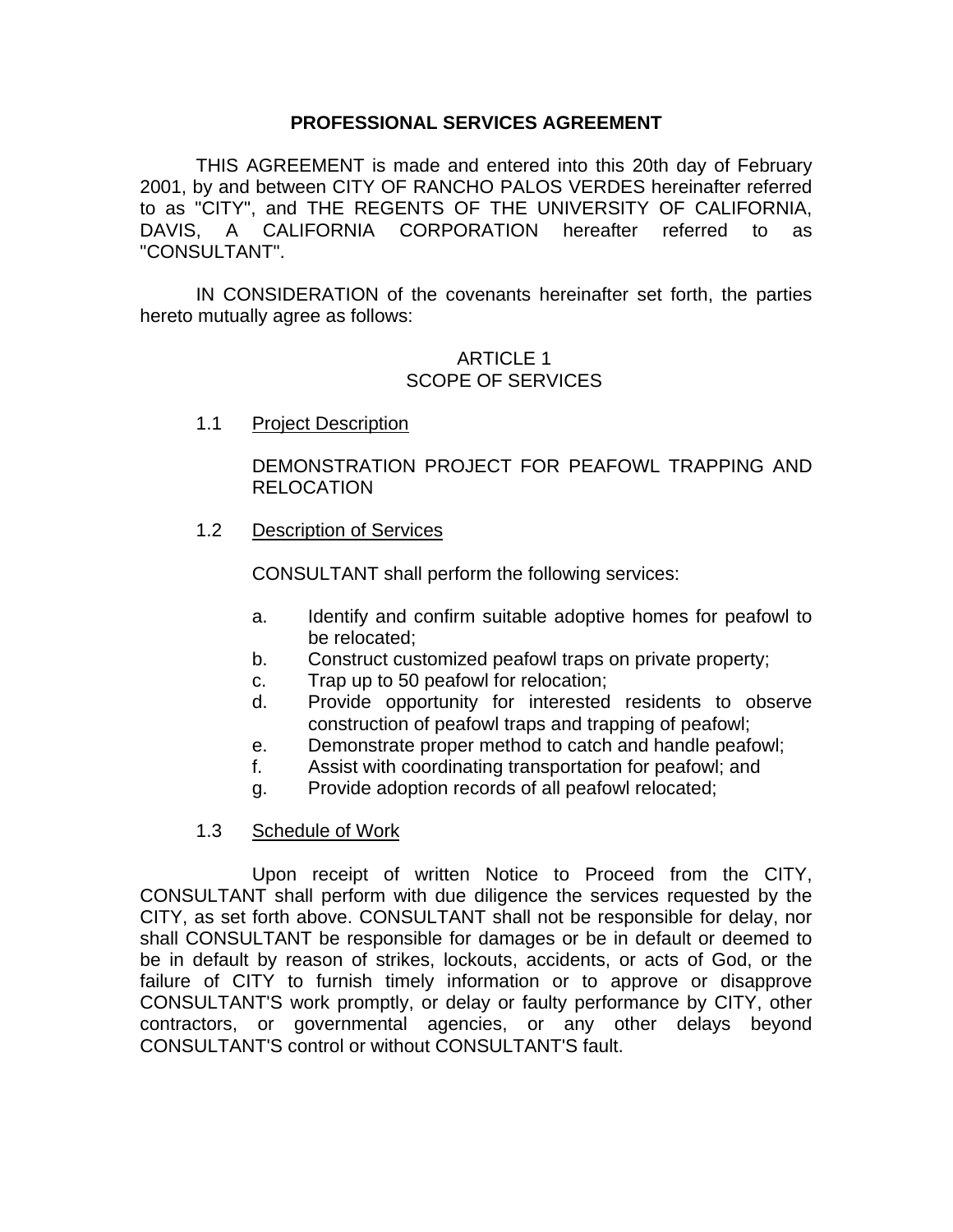# PROFESSIONAL SERVICES AGREEMENT

THIS AGREEMENT is made and entered into this 20th day of February 2001, by and between CITY OF RANCHO PALOS VERDES hereinafter referred to as "CITY", and THE REGENTS OF THE UNIVERSITY OF CALIFORNIA, DAVIS, A CALIFORNIA CORPORATION hereafter referred to as "CONSULTANT".

IN CONSIDERATION of the covenants hereinafter set forth, the parties hereto mutually agree as follows:

## ARTICLE 1
## SCOPE OF SERVICES

1.1 Project Description

DEMONSTRATION PROJECT FOR PEAFOWL TRAPPING AND RELOCATION

1.2 Description of Services

CONSULTANT shall perform the following services:

a. Identify and confirm suitable adoptive homes for peafowl to be relocated;
b. Construct customized peafowl traps on private property;
c. Trap up to 50 peafowl for relocation;
d. Provide opportunity for interested residents to observe construction of peafowl traps and trapping of peafowl;
e. Demonstrate proper method to catch and handle peafowl;
f. Assist with coordinating transportation for peafowl; and
g. Provide adoption records of all peafowl relocated;

1.3 Schedule of Work

Upon receipt of written Notice to Proceed from the CITY, CONSULTANT shall perform with due diligence the services requested by the CITY, as set forth above. CONSULTANT shall not be responsible for delay, nor shall CONSULTANT be responsible for damages or be in default or deemed to be in default by reason of strikes, lockouts, accidents, or acts of God, or the failure of CITY to furnish timely information or to approve or disapprove CONSULTANT'S work promptly, or delay or faulty performance by CITY, other contractors, or governmental agencies, or any other delays beyond CONSULTANT'S control or without CONSULTANT'S fault.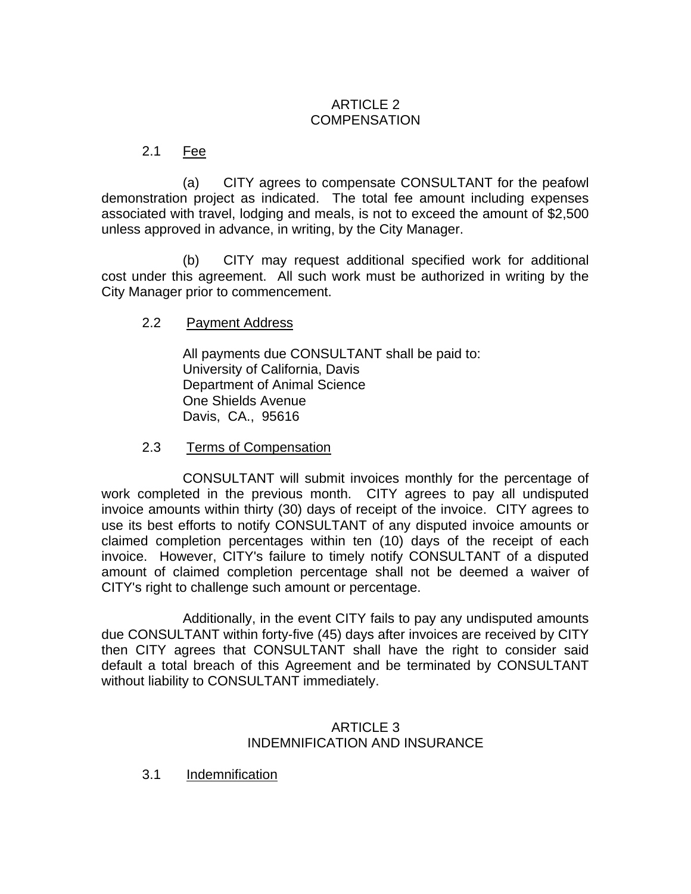## ARTICLE 2
## COMPENSATION

2.1 Fee

(a) CITY agrees to compensate CONSULTANT for the peafowl demonstration project as indicated. The total fee amount including expenses associated with travel, lodging and meals, is not to exceed the amount of $2,500 unless approved in advance, in writing, by the City Manager.

(b) CITY may request additional specified work for additional cost under this agreement. All such work must be authorized in writing by the City Manager prior to commencement.

2.2 Payment Address

All payments due CONSULTANT shall be paid to:
University of California, Davis
Department of Animal Science
One Shields Avenue
Davis, CA., 95616

2.3 Terms of Compensation

CONSULTANT will submit invoices monthly for the percentage of work completed in the previous month. CITY agrees to pay all undisputed invoice amounts within thirty (30) days of receipt of the invoice. CITY agrees to use its best efforts to notify CONSULTANT of any disputed invoice amounts or claimed completion percentages within ten (10) days of the receipt of each invoice. However, CITY's failure to timely notify CONSULTANT of a disputed amount of claimed completion percentage shall not be deemed a waiver of CITY's right to challenge such amount or percentage.

Additionally, in the event CITY fails to pay any undisputed amounts due CONSULTANT within forty-five (45) days after invoices are received by CITY then CITY agrees that CONSULTANT shall have the right to consider said default a total breach of this Agreement and be terminated by CONSULTANT without liability to CONSULTANT immediately.

## ARTICLE 3
## INDEMNIFICATION AND INSURANCE

3.1 Indemnification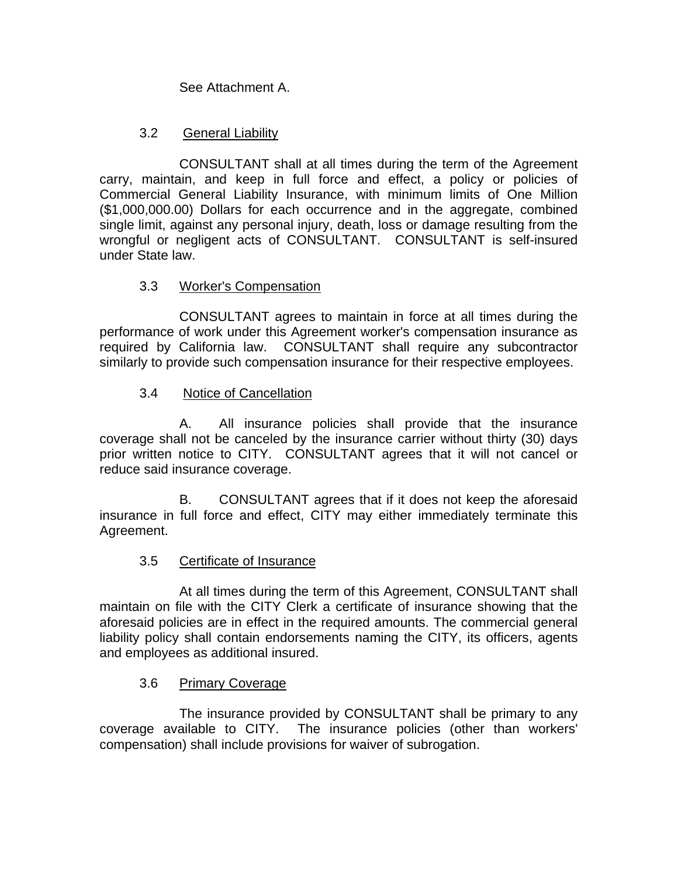See Attachment A.

3.2 General Liability

CONSULTANT shall at all times during the term of the Agreement carry, maintain, and keep in full force and effect, a policy or policies of Commercial General Liability Insurance, with minimum limits of One Million ($1,000,000.00) Dollars for each occurrence and in the aggregate, combined single limit, against any personal injury, death, loss or damage resulting from the wrongful or negligent acts of CONSULTANT. CONSULTANT is self-insured under State law.

3.3 Worker's Compensation

CONSULTANT agrees to maintain in force at all times during the performance of work under this Agreement worker's compensation insurance as required by California law. CONSULTANT shall require any subcontractor similarly to provide such compensation insurance for their respective employees.

3.4 Notice of Cancellation

A. All insurance policies shall provide that the insurance coverage shall not be canceled by the insurance carrier without thirty (30) days prior written notice to CITY. CONSULTANT agrees that it will not cancel or reduce said insurance coverage.

B. CONSULTANT agrees that if it does not keep the aforesaid insurance in full force and effect, CITY may either immediately terminate this Agreement.

3.5 Certificate of Insurance

At all times during the term of this Agreement, CONSULTANT shall maintain on file with the CITY Clerk a certificate of insurance showing that the aforesaid policies are in effect in the required amounts. The commercial general liability policy shall contain endorsements naming the CITY, its officers, agents and employees as additional insured.

3.6 Primary Coverage

The insurance provided by CONSULTANT shall be primary to any coverage available to CITY. The insurance policies (other than workers' compensation) shall include provisions for waiver of subrogation.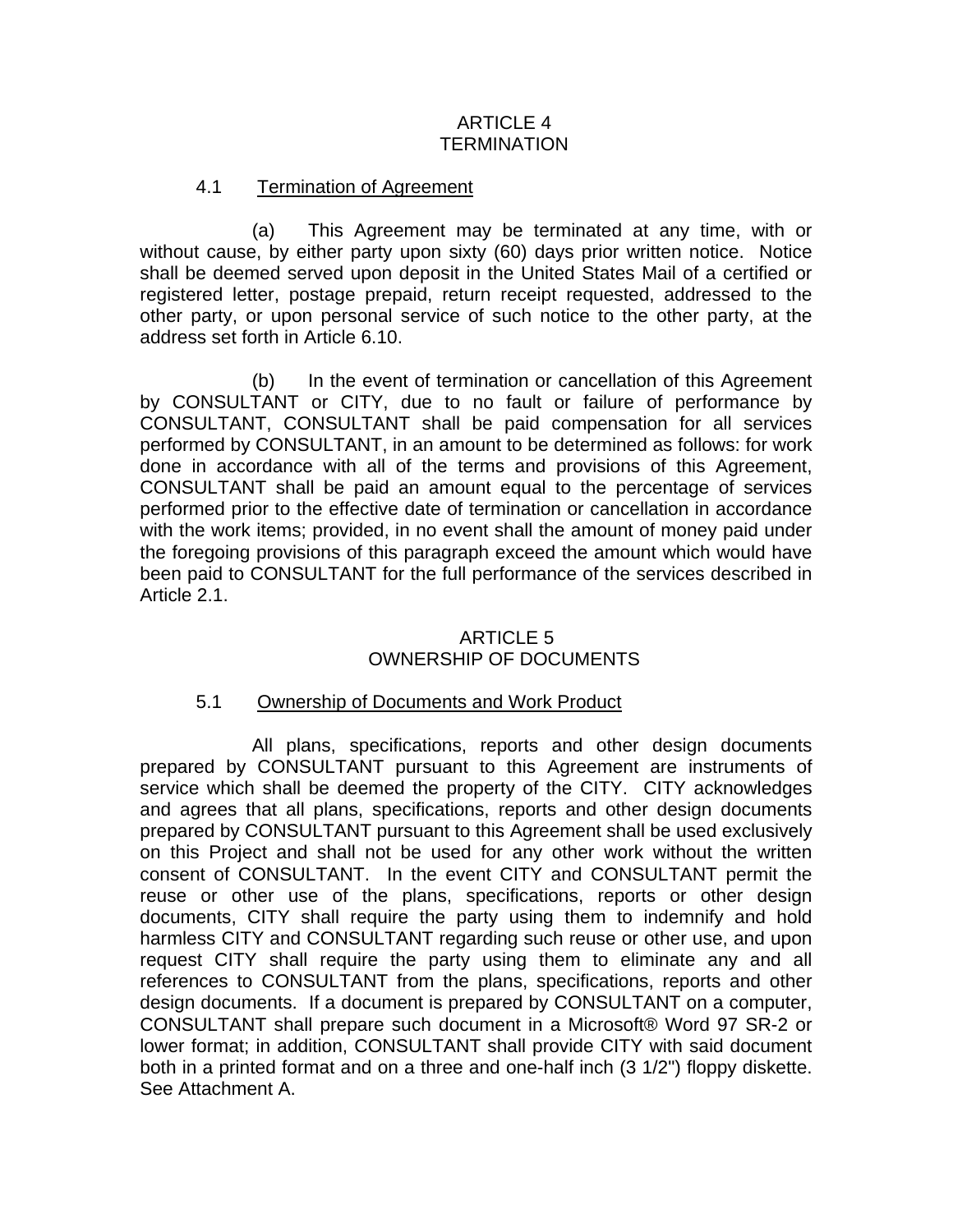## ARTICLE 4
## TERMINATION

### 4.1 Termination of Agreement

(a) This Agreement may be terminated at any time, with or without cause, by either party upon sixty (60) days prior written notice. Notice shall be deemed served upon deposit in the United States Mail of a certified or registered letter, postage prepaid, return receipt requested, addressed to the other party, or upon personal service of such notice to the other party, at the address set forth in Article 6.10.

(b) In the event of termination or cancellation of this Agreement by CONSULTANT or CITY, due to no fault or failure of performance by CONSULTANT, CONSULTANT shall be paid compensation for all services performed by CONSULTANT, in an amount to be determined as follows: for work done in accordance with all of the terms and provisions of this Agreement, CONSULTANT shall be paid an amount equal to the percentage of services performed prior to the effective date of termination or cancellation in accordance with the work items; provided, in no event shall the amount of money paid under the foregoing provisions of this paragraph exceed the amount which would have been paid to CONSULTANT for the full performance of the services described in Article 2.1.

## ARTICLE 5
## OWNERSHIP OF DOCUMENTS

### 5.1 Ownership of Documents and Work Product

All plans, specifications, reports and other design documents prepared by CONSULTANT pursuant to this Agreement are instruments of service which shall be deemed the property of the CITY. CITY acknowledges and agrees that all plans, specifications, reports and other design documents prepared by CONSULTANT pursuant to this Agreement shall be used exclusively on this Project and shall not be used for any other work without the written consent of CONSULTANT. In the event CITY and CONSULTANT permit the reuse or other use of the plans, specifications, reports or other design documents, CITY shall require the party using them to indemnify and hold harmless CITY and CONSULTANT regarding such reuse or other use, and upon request CITY shall require the party using them to eliminate any and all references to CONSULTANT from the plans, specifications, reports and other design documents. If a document is prepared by CONSULTANT on a computer, CONSULTANT shall prepare such document in a Microsoft® Word 97 SR-2 or lower format; in addition, CONSULTANT shall provide CITY with said document both in a printed format and on a three and one-half inch (3 1/2") floppy diskette. See Attachment A.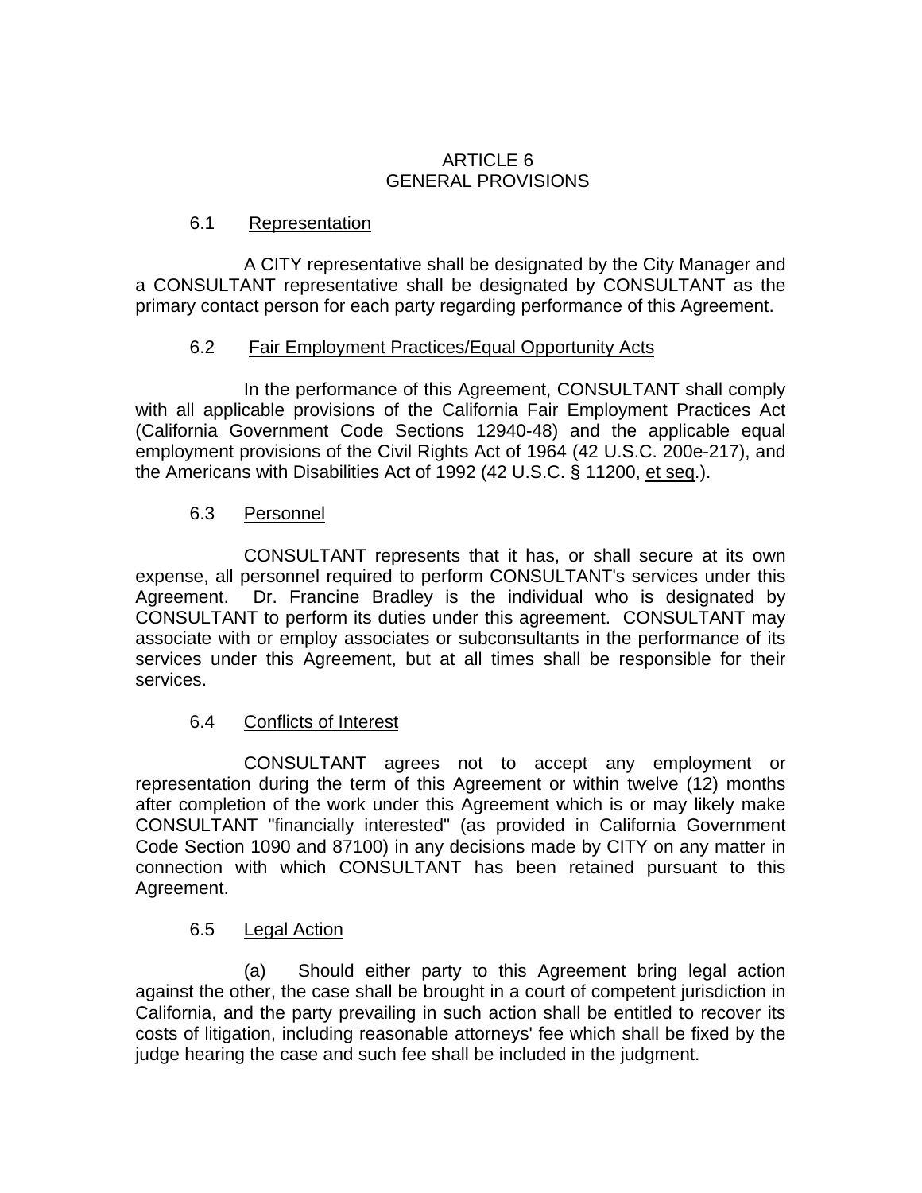# ARTICLE 6
# GENERAL PROVISIONS

## 6.1 Representation

A CITY representative shall be designated by the City Manager and a CONSULTANT representative shall be designated by CONSULTANT as the primary contact person for each party regarding performance of this Agreement.

## 6.2 Fair Employment Practices/Equal Opportunity Acts

In the performance of this Agreement, CONSULTANT shall comply with all applicable provisions of the California Fair Employment Practices Act (California Government Code Sections 12940-48) and the applicable equal employment provisions of the Civil Rights Act of 1964 (42 U.S.C. 200e-217), and the Americans with Disabilities Act of 1992 (42 U.S.C. § 11200, et seq.).

## 6.3 Personnel

CONSULTANT represents that it has, or shall secure at its own expense, all personnel required to perform CONSULTANT's services under this Agreement. Dr. Francine Bradley is the individual who is designated by CONSULTANT to perform its duties under this agreement. CONSULTANT may associate with or employ associates or subconsultants in the performance of its services under this Agreement, but at all times shall be responsible for their services.

## 6.4 Conflicts of Interest

CONSULTANT agrees not to accept any employment or representation during the term of this Agreement or within twelve (12) months after completion of the work under this Agreement which is or may likely make CONSULTANT "financially interested" (as provided in California Government Code Section 1090 and 87100) in any decisions made by CITY on any matter in connection with which CONSULTANT has been retained pursuant to this Agreement.

## 6.5 Legal Action

(a) Should either party to this Agreement bring legal action against the other, the case shall be brought in a court of competent jurisdiction in California, and the party prevailing in such action shall be entitled to recover its costs of litigation, including reasonable attorneys' fee which shall be fixed by the judge hearing the case and such fee shall be included in the judgment.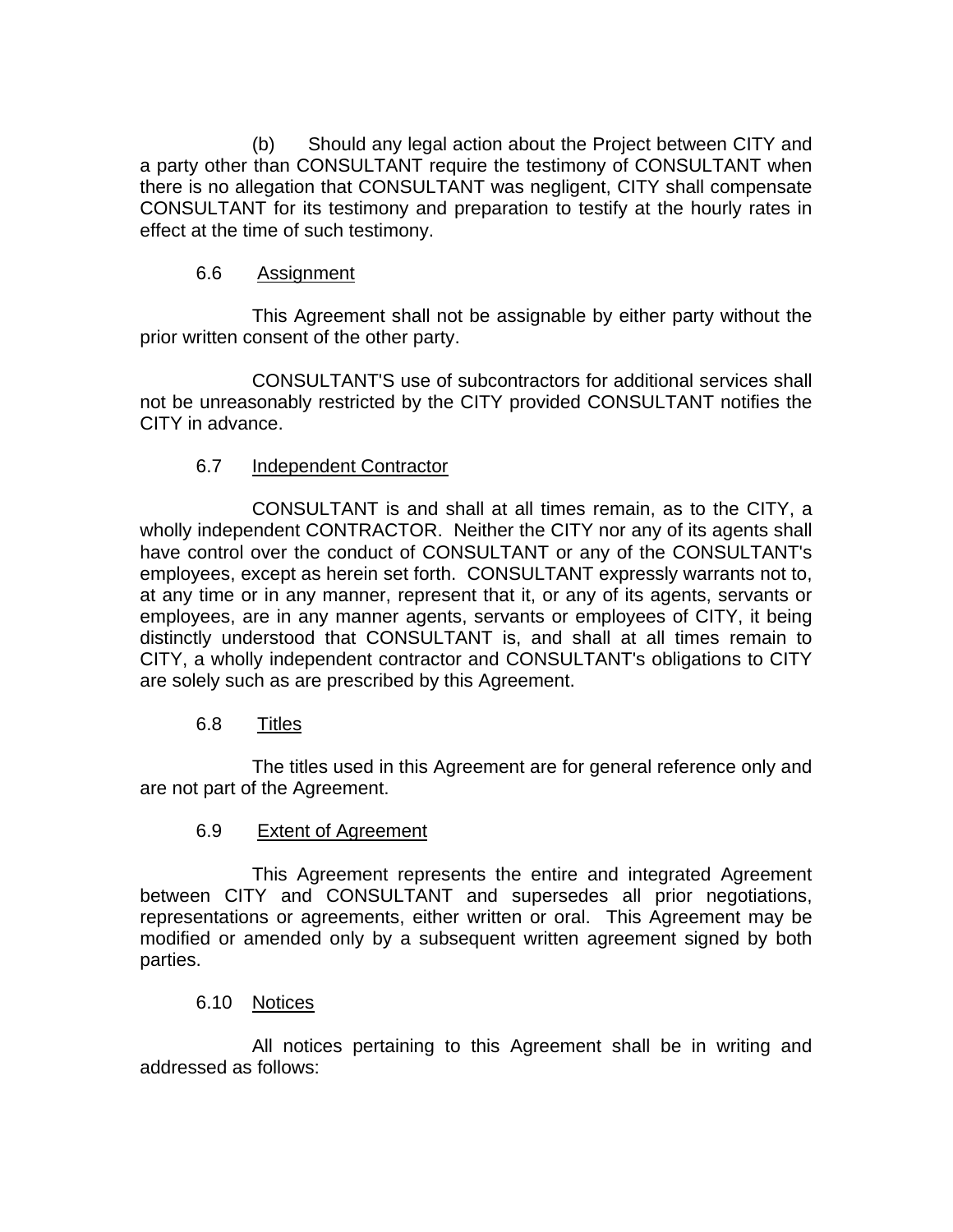(b) Should any legal action about the Project between CITY and a party other than CONSULTANT require the testimony of CONSULTANT when there is no allegation that CONSULTANT was negligent, CITY shall compensate CONSULTANT for its testimony and preparation to testify at the hourly rates in effect at the time of such testimony.

6.6 Assignment

This Agreement shall not be assignable by either party without the prior written consent of the other party.

CONSULTANT'S use of subcontractors for additional services shall not be unreasonably restricted by the CITY provided CONSULTANT notifies the CITY in advance.

6.7 Independent Contractor

CONSULTANT is and shall at all times remain, as to the CITY, a wholly independent CONTRACTOR. Neither the CITY nor any of its agents shall have control over the conduct of CONSULTANT or any of the CONSULTANT's employees, except as herein set forth. CONSULTANT expressly warrants not to, at any time or in any manner, represent that it, or any of its agents, servants or employees, are in any manner agents, servants or employees of CITY, it being distinctly understood that CONSULTANT is, and shall at all times remain to CITY, a wholly independent contractor and CONSULTANT's obligations to CITY are solely such as are prescribed by this Agreement.

6.8 Titles

The titles used in this Agreement are for general reference only and are not part of the Agreement.

6.9 Extent of Agreement

This Agreement represents the entire and integrated Agreement between CITY and CONSULTANT and supersedes all prior negotiations, representations or agreements, either written or oral. This Agreement may be modified or amended only by a subsequent written agreement signed by both parties.

6.10 Notices

All notices pertaining to this Agreement shall be in writing and addressed as follows: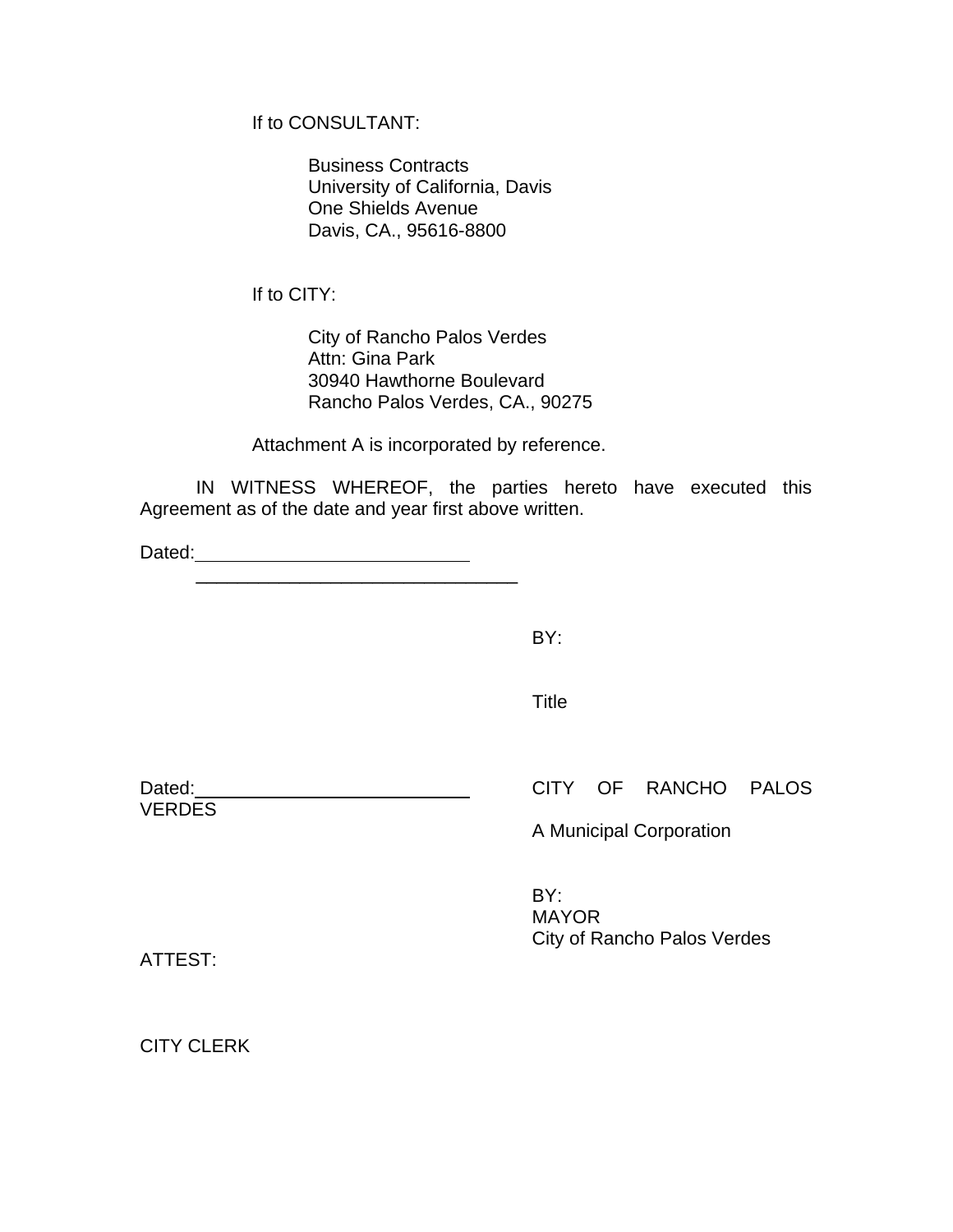If to CONSULTANT:

Business Contracts
University of California, Davis
One Shields Avenue
Davis, CA., 95616-8800

If to CITY:

City of Rancho Palos Verdes
Attn: Gina Park
30940 Hawthorne Boulevard
Rancho Palos Verdes, CA., 90275

Attachment A is incorporated by reference.

IN WITNESS WHEREOF, the parties hereto have executed this Agreement as of the date and year first above written.

Dated: ____________________________

_________________________________

BY:

Title

Dated: ____________________________

CITY OF RANCHO PALOS VERDES

A Municipal Corporation

BY:
MAYOR
City of Rancho Palos Verdes

ATTEST:

CITY CLERK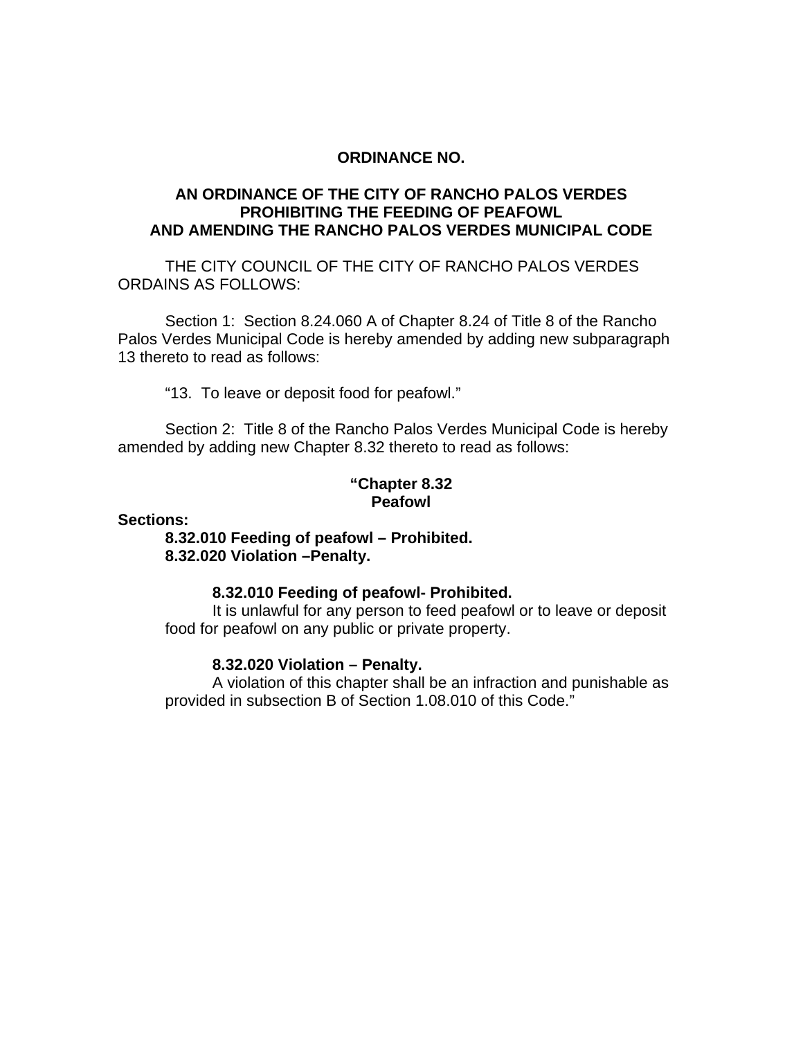**ORDINANCE NO.**

**AN ORDINANCE OF THE CITY OF RANCHO PALOS VERDES PROHIBITING THE FEEDING OF PEAFOWL AND AMENDING THE RANCHO PALOS VERDES MUNICIPAL CODE**

THE CITY COUNCIL OF THE CITY OF RANCHO PALOS VERDES ORDAINS AS FOLLOWS:

Section 1: Section 8.24.060 A of Chapter 8.24 of Title 8 of the Rancho Palos Verdes Municipal Code is hereby amended by adding new subparagraph 13 thereto to read as follows:

"13. To leave or deposit food for peafowl."

Section 2: Title 8 of the Rancho Palos Verdes Municipal Code is hereby amended by adding new Chapter 8.32 thereto to read as follows:

**"Chapter 8.32**
**Peafowl**

**Sections:**

**8.32.010 Feeding of peafowl – Prohibited.**
**8.32.020 Violation –Penalty.**

**8.32.010 Feeding of peafowl- Prohibited.**

It is unlawful for any person to feed peafowl or to leave or deposit food for peafowl on any public or private property.

**8.32.020 Violation – Penalty.**

A violation of this chapter shall be an infraction and punishable as provided in subsection B of Section 1.08.010 of this Code."